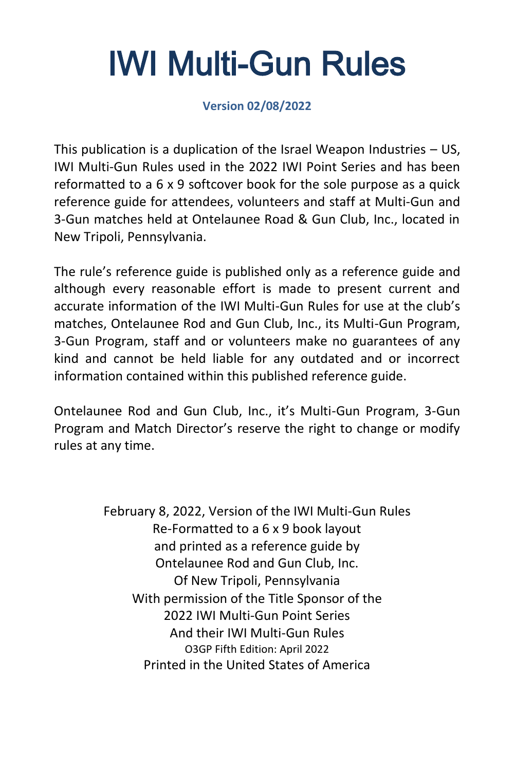# IWI Multi-Gun Rules

**Version 02/08/2022**

This publication is a duplication of the Israel Weapon Industries – US, IWI Multi-Gun Rules used in the 2022 IWI Point Series and has been reformatted to a 6 x 9 softcover book for the sole purpose as a quick reference guide for attendees, volunteers and staff at Multi-Gun and 3-Gun matches held at Ontelaunee Road & Gun Club, Inc., located in New Tripoli, Pennsylvania.

The rule's reference guide is published only as a reference guide and although every reasonable effort is made to present current and accurate information of the IWI Multi-Gun Rules for use at the club's matches, Ontelaunee Rod and Gun Club, Inc., its Multi-Gun Program, 3-Gun Program, staff and or volunteers make no guarantees of any kind and cannot be held liable for any outdated and or incorrect information contained within this published reference guide.

Ontelaunee Rod and Gun Club, Inc., it's Multi-Gun Program, 3-Gun Program and Match Director's reserve the right to change or modify rules at any time.

February 8, 2022, Version of the IWI Multi-Gun Rules
Re-Formatted to a 6 x 9 book layout
and printed as a reference guide by
Ontelaunee Rod and Gun Club, Inc.
Of New Tripoli, Pennsylvania
With permission of the Title Sponsor of the
2022 IWI Multi-Gun Point Series
And their IWI Multi-Gun Rules
O3GP Fifth Edition: April 2022
Printed in the United States of America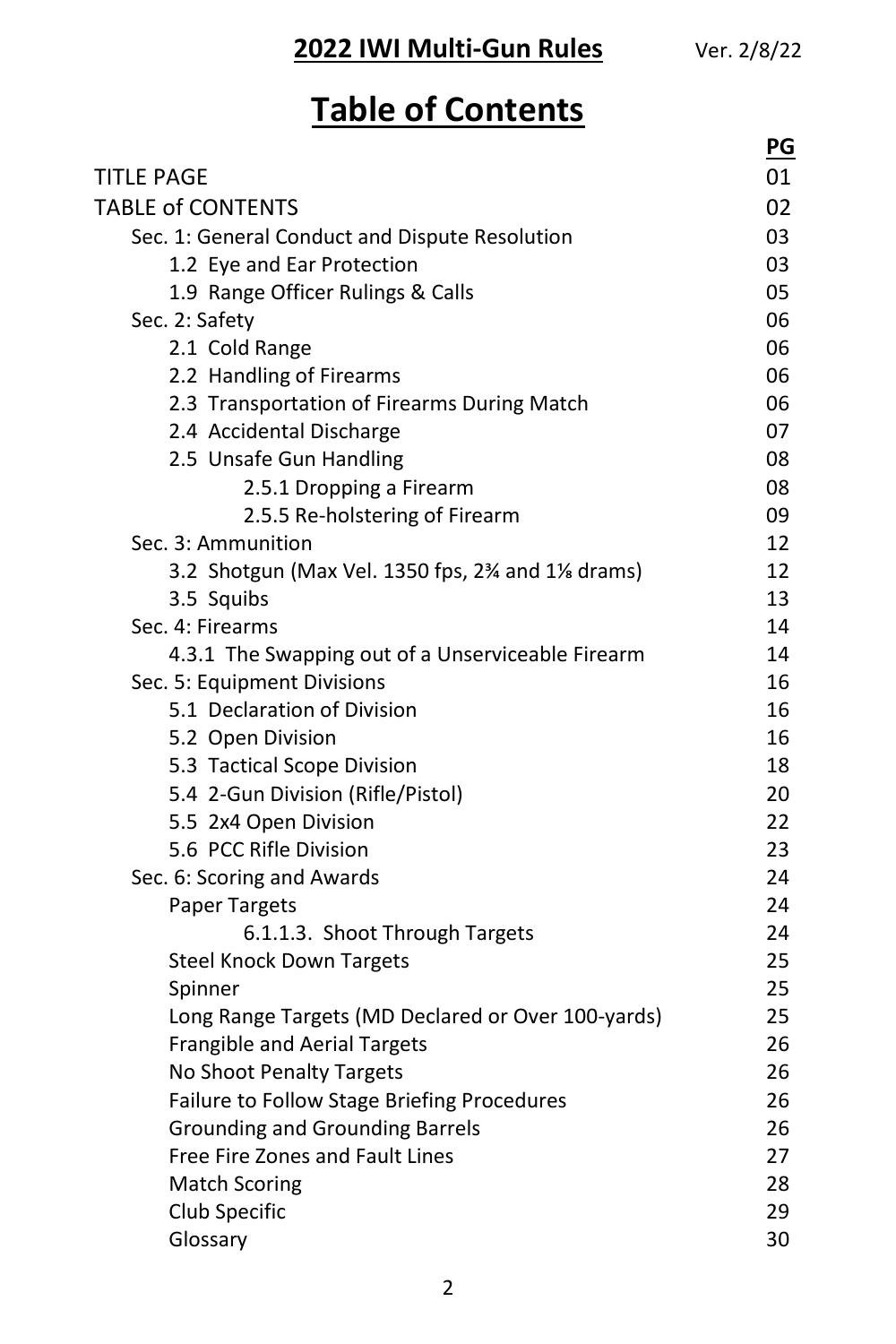# Table of Contents

| | PG |
|---|---|
| TITLE PAGE | 01 |
| TABLE of CONTENTS | 02 |
| Sec. 1: General Conduct and Dispute Resolution | 03 |
| 1.2 Eye and Ear Protection | 03 |
| 1.9 Range Officer Rulings & Calls | 05 |
| Sec. 2: Safety | 06 |
| 2.1 Cold Range | 06 |
| 2.2 Handling of Firearms | 06 |
| 2.3 Transportation of Firearms During Match | 06 |
| 2.4 Accidental Discharge | 07 |
| 2.5 Unsafe Gun Handling | 08 |
| 2.5.1 Dropping a Firearm | 08 |
| 2.5.5 Re-holstering of Firearm | 09 |
| Sec. 3: Ammunition | 12 |
| 3.2 Shotgun (Max Vel. 1350 fps, 2¾ and 1⅛ drams) | 12 |
| 3.5 Squibs | 13 |
| Sec. 4: Firearms | 14 |
| 4.3.1 The Swapping out of a Unserviceable Firearm | 14 |
| Sec. 5: Equipment Divisions | 16 |
| 5.1 Declaration of Division | 16 |
| 5.2 Open Division | 16 |
| 5.3 Tactical Scope Division | 18 |
| 5.4 2-Gun Division (Rifle/Pistol) | 20 |
| 5.5 2x4 Open Division | 22 |
| 5.6 PCC Rifle Division | 23 |
| Sec. 6: Scoring and Awards | 24 |
| Paper Targets | 24 |
| 6.1.1.3. Shoot Through Targets | 24 |
| Steel Knock Down Targets | 25 |
| Spinner | 25 |
| Long Range Targets (MD Declared or Over 100-yards) | 25 |
| Frangible and Aerial Targets | 26 |
| No Shoot Penalty Targets | 26 |
| Failure to Follow Stage Briefing Procedures | 26 |
| Grounding and Grounding Barrels | 26 |
| Free Fire Zones and Fault Lines | 27 |
| Match Scoring | 28 |
| Club Specific | 29 |
| Glossary | 30 |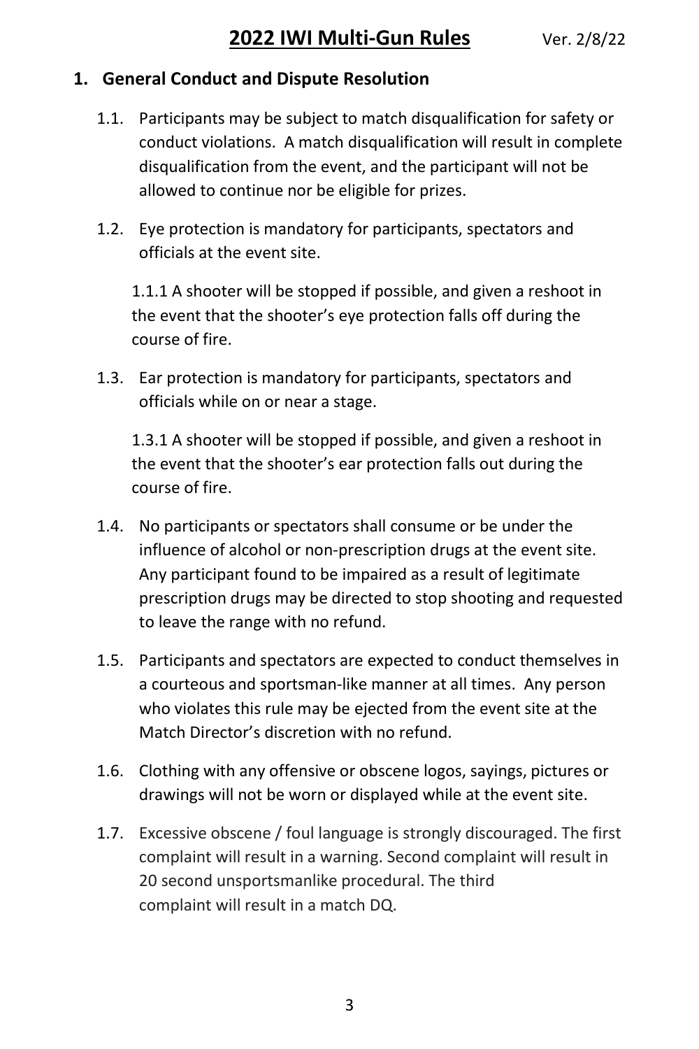# 2022 IWI Multi-Gun Rules

Ver. 2/8/22

## 1. General Conduct and Dispute Resolution

1.1. Participants may be subject to match disqualification for safety or conduct violations. A match disqualification will result in complete disqualification from the event, and the participant will not be allowed to continue nor be eligible for prizes.

1.2. Eye protection is mandatory for participants, spectators and officials at the event site.

1.1.1 A shooter will be stopped if possible, and given a reshoot in the event that the shooter's eye protection falls off during the course of fire.

1.3. Ear protection is mandatory for participants, spectators and officials while on or near a stage.

1.3.1 A shooter will be stopped if possible, and given a reshoot in the event that the shooter's ear protection falls out during the course of fire.

1.4. No participants or spectators shall consume or be under the influence of alcohol or non-prescription drugs at the event site. Any participant found to be impaired as a result of legitimate prescription drugs may be directed to stop shooting and requested to leave the range with no refund.

1.5. Participants and spectators are expected to conduct themselves in a courteous and sportsman-like manner at all times. Any person who violates this rule may be ejected from the event site at the Match Director's discretion with no refund.

1.6. Clothing with any offensive or obscene logos, sayings, pictures or drawings will not be worn or displayed while at the event site.

1.7. Excessive obscene / foul language is strongly discouraged. The first complaint will result in a warning. Second complaint will result in 20 second unsportsmanlike procedural. The third complaint will result in a match DQ.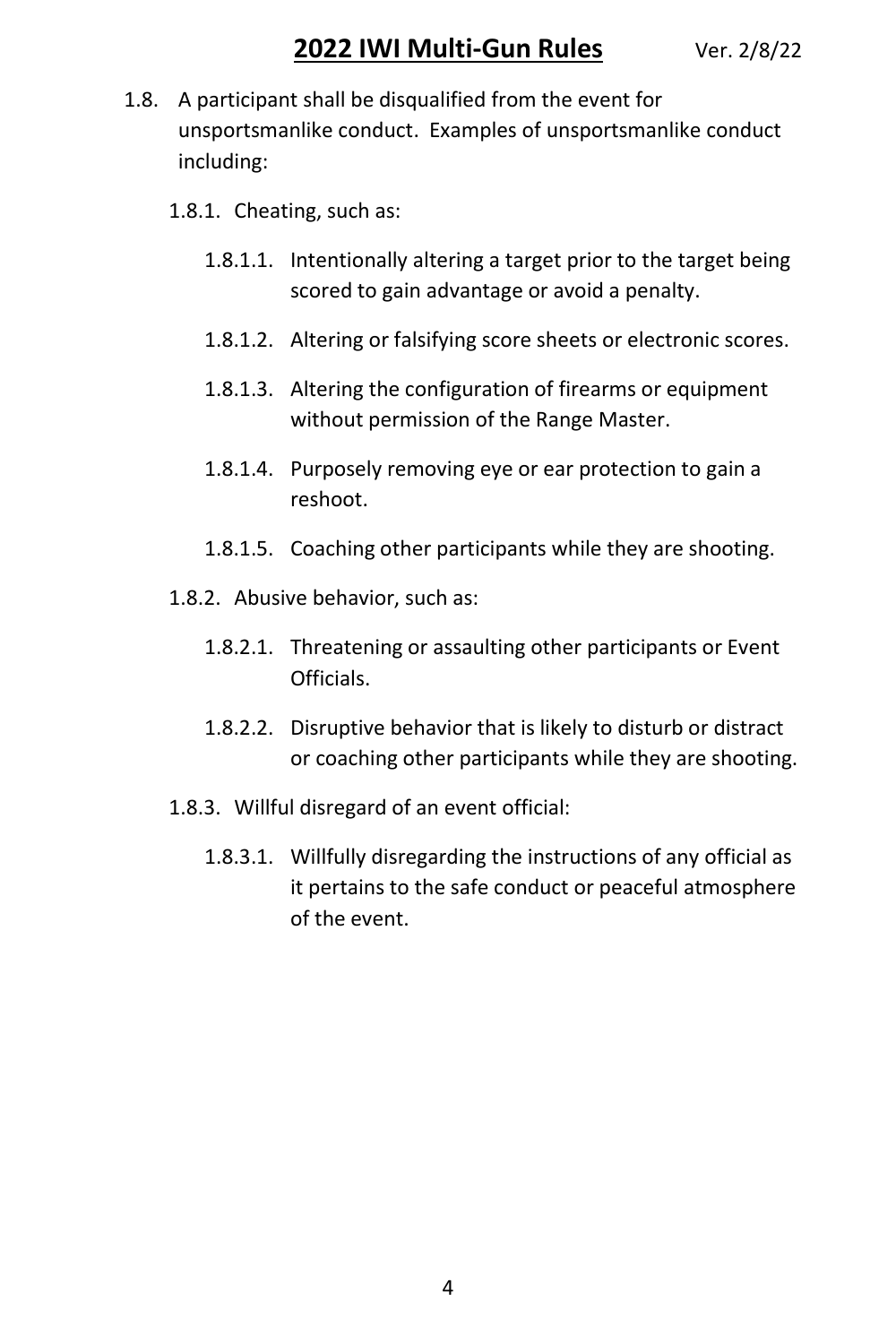1.8. A participant shall be disqualified from the event for unsportsmanlike conduct. Examples of unsportsmanlike conduct including:

- 1.8.1. Cheating, such as:
  - 1.8.1.1. Intentionally altering a target prior to the target being scored to gain advantage or avoid a penalty.
  - 1.8.1.2. Altering or falsifying score sheets or electronic scores.
  - 1.8.1.3. Altering the configuration of firearms or equipment without permission of the Range Master.
  - 1.8.1.4. Purposely removing eye or ear protection to gain a reshoot.
  - 1.8.1.5. Coaching other participants while they are shooting.
- 1.8.2. Abusive behavior, such as:
  - 1.8.2.1. Threatening or assaulting other participants or Event Officials.
  - 1.8.2.2. Disruptive behavior that is likely to disturb or distract or coaching other participants while they are shooting.
- 1.8.3. Willful disregard of an event official:
  - 1.8.3.1. Willfully disregarding the instructions of any official as it pertains to the safe conduct or peaceful atmosphere of the event.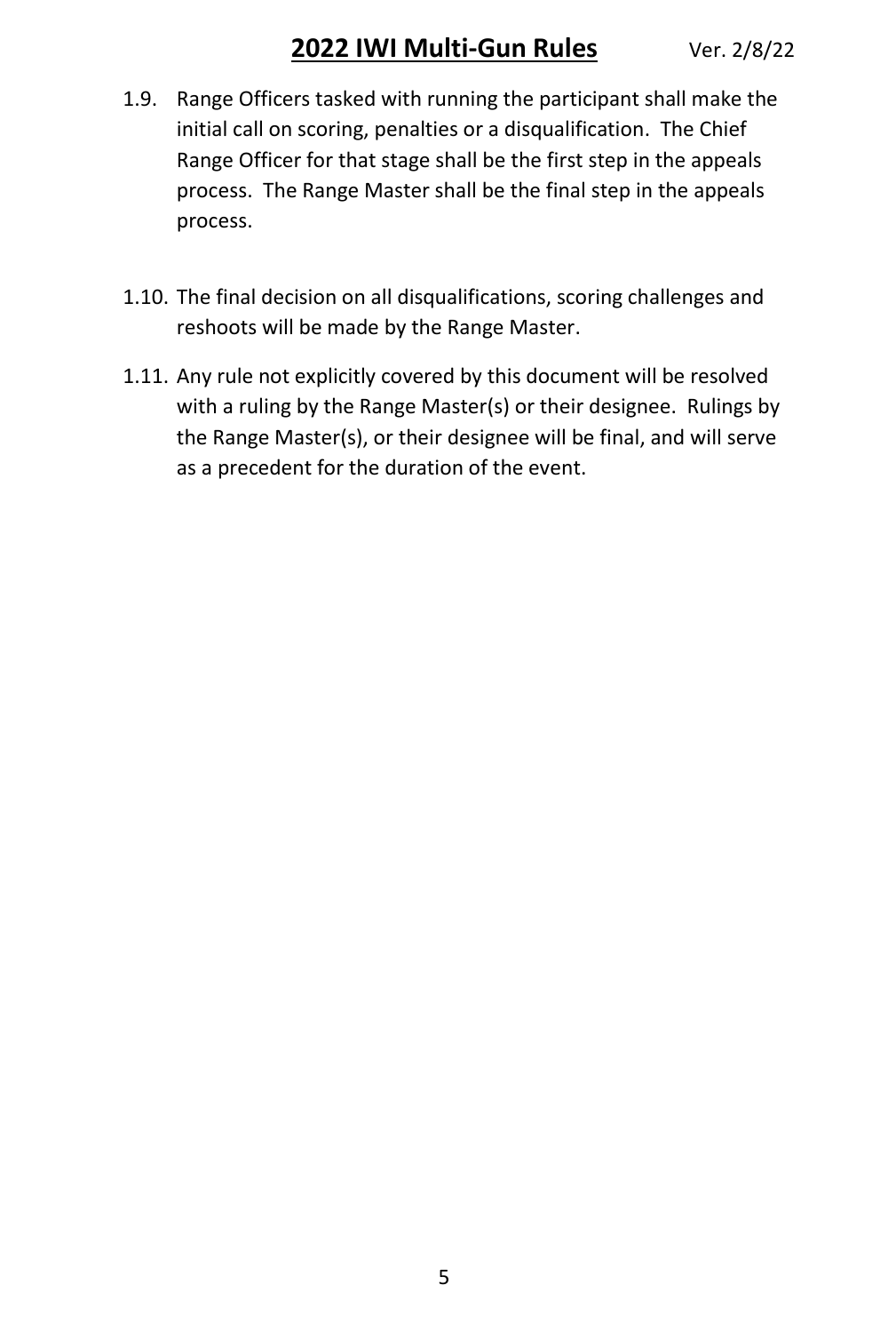1.9. Range Officers tasked with running the participant shall make the initial call on scoring, penalties or a disqualification. The Chief Range Officer for that stage shall be the first step in the appeals process. The Range Master shall be the final step in the appeals process.

1.10. The final decision on all disqualifications, scoring challenges and reshoots will be made by the Range Master.

1.11. Any rule not explicitly covered by this document will be resolved with a ruling by the Range Master(s) or their designee. Rulings by the Range Master(s), or their designee will be final, and will serve as a precedent for the duration of the event.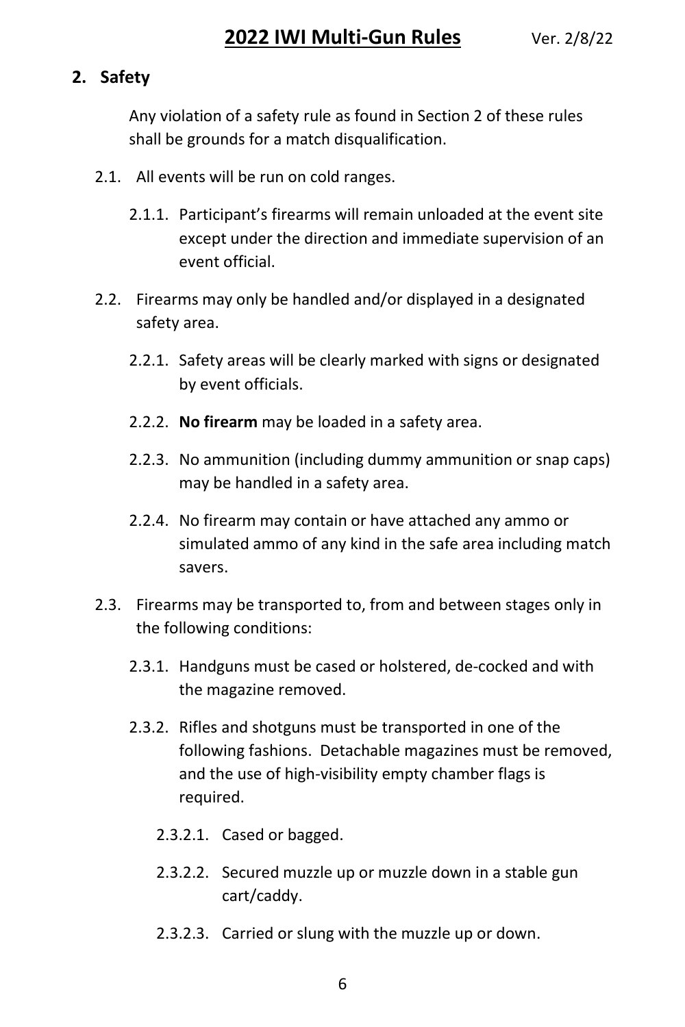## 2. Safety

Any violation of a safety rule as found in Section 2 of these rules shall be grounds for a match disqualification.

2.1. All events will be run on cold ranges.

2.1.1. Participant's firearms will remain unloaded at the event site except under the direction and immediate supervision of an event official.

2.2. Firearms may only be handled and/or displayed in a designated safety area.

2.2.1. Safety areas will be clearly marked with signs or designated by event officials.

2.2.2. **No firearm** may be loaded in a safety area.

2.2.3. No ammunition (including dummy ammunition or snap caps) may be handled in a safety area.

2.2.4. No firearm may contain or have attached any ammo or simulated ammo of any kind in the safe area including match savers.

2.3. Firearms may be transported to, from and between stages only in the following conditions:

2.3.1. Handguns must be cased or holstered, de-cocked and with the magazine removed.

2.3.2. Rifles and shotguns must be transported in one of the following fashions. Detachable magazines must be removed, and the use of high-visibility empty chamber flags is required.

2.3.2.1. Cased or bagged.

2.3.2.2. Secured muzzle up or muzzle down in a stable gun cart/caddy.

2.3.2.3. Carried or slung with the muzzle up or down.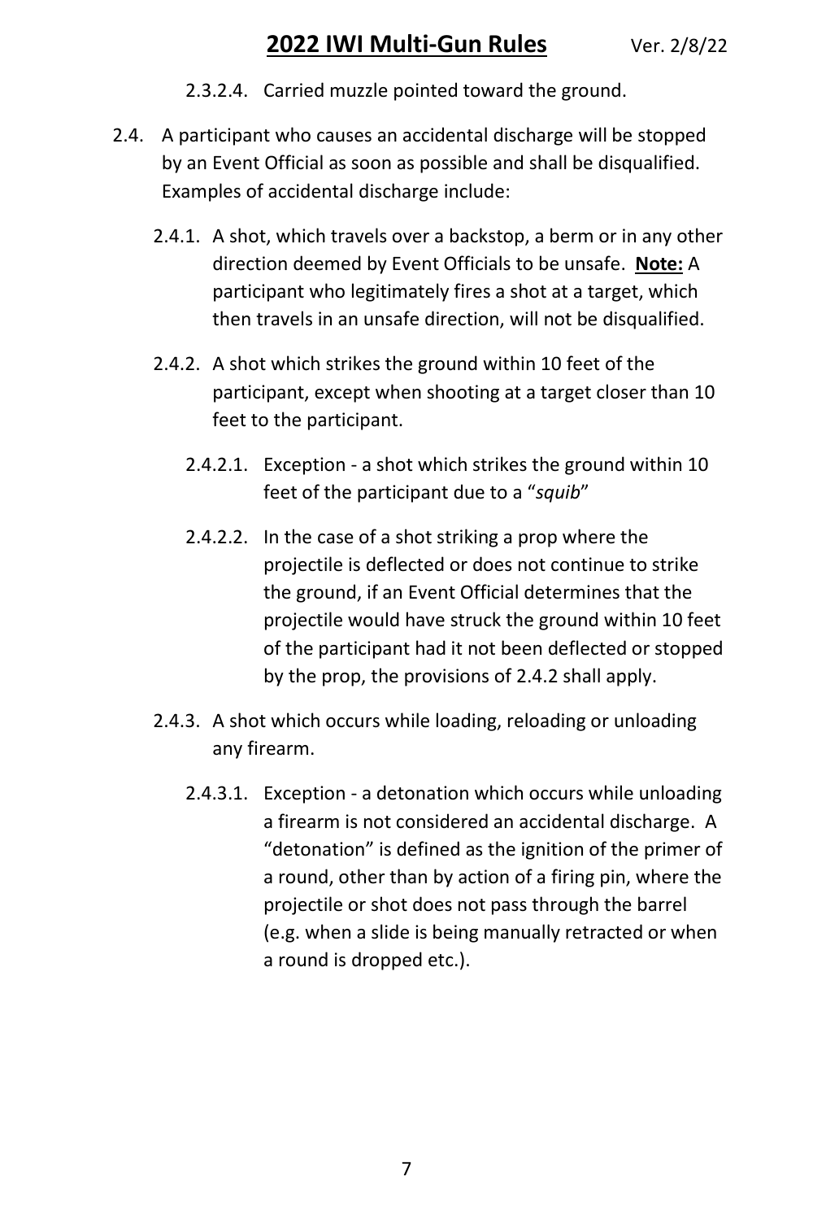2.3.2.4. Carried muzzle pointed toward the ground.

2.4. A participant who causes an accidental discharge will be stopped by an Event Official as soon as possible and shall be disqualified. Examples of accidental discharge include:

2.4.1. A shot, which travels over a backstop, a berm or in any other direction deemed by Event Officials to be unsafe. **Note:** A participant who legitimately fires a shot at a target, which then travels in an unsafe direction, will not be disqualified.

2.4.2. A shot which strikes the ground within 10 feet of the participant, except when shooting at a target closer than 10 feet to the participant.

2.4.2.1. Exception - a shot which strikes the ground within 10 feet of the participant due to a "*squib*"

2.4.2.2. In the case of a shot striking a prop where the projectile is deflected or does not continue to strike the ground, if an Event Official determines that the projectile would have struck the ground within 10 feet of the participant had it not been deflected or stopped by the prop, the provisions of 2.4.2 shall apply.

2.4.3. A shot which occurs while loading, reloading or unloading any firearm.

2.4.3.1. Exception - a detonation which occurs while unloading a firearm is not considered an accidental discharge. A "detonation" is defined as the ignition of the primer of a round, other than by action of a firing pin, where the projectile or shot does not pass through the barrel (e.g. when a slide is being manually retracted or when a round is dropped etc.).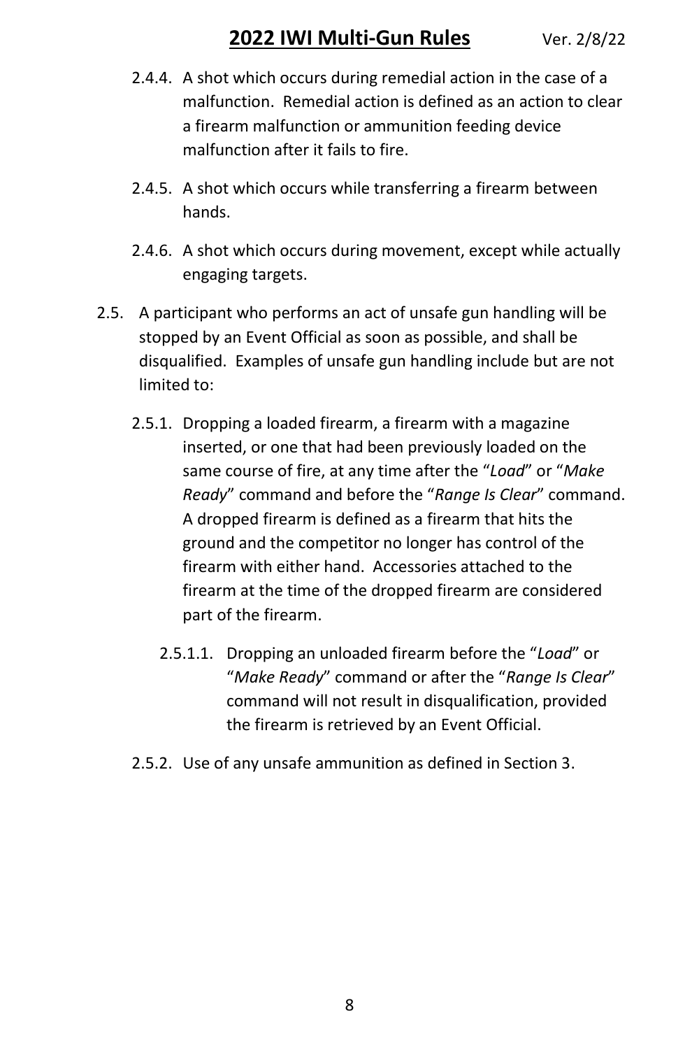2.4.4. A shot which occurs during remedial action in the case of a malfunction. Remedial action is defined as an action to clear a firearm malfunction or ammunition feeding device malfunction after it fails to fire.

2.4.5. A shot which occurs while transferring a firearm between hands.

2.4.6. A shot which occurs during movement, except while actually engaging targets.

2.5. A participant who performs an act of unsafe gun handling will be stopped by an Event Official as soon as possible, and shall be disqualified. Examples of unsafe gun handling include but are not limited to:

2.5.1. Dropping a loaded firearm, a firearm with a magazine inserted, or one that had been previously loaded on the same course of fire, at any time after the "*Load*" or "*Make Ready*" command and before the "*Range Is Clear*" command. A dropped firearm is defined as a firearm that hits the ground and the competitor no longer has control of the firearm with either hand. Accessories attached to the firearm at the time of the dropped firearm are considered part of the firearm.

2.5.1.1. Dropping an unloaded firearm before the "*Load*" or "*Make Ready*" command or after the "*Range Is Clear*" command will not result in disqualification, provided the firearm is retrieved by an Event Official.

2.5.2. Use of any unsafe ammunition as defined in Section 3.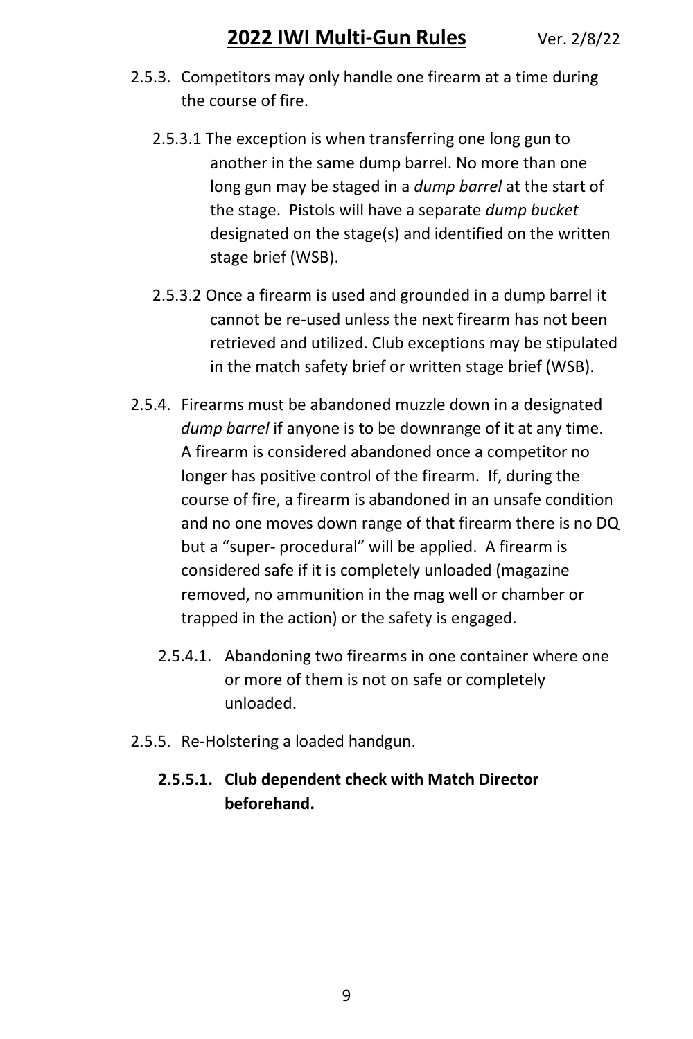2.5.3. Competitors may only handle one firearm at a time during the course of fire.

2.5.3.1 The exception is when transferring one long gun to another in the same dump barrel. No more than one long gun may be staged in a *dump barrel* at the start of the stage. Pistols will have a separate *dump bucket* designated on the stage(s) and identified on the written stage brief (WSB).

2.5.3.2 Once a firearm is used and grounded in a dump barrel it cannot be re-used unless the next firearm has not been retrieved and utilized. Club exceptions may be stipulated in the match safety brief or written stage brief (WSB).

2.5.4. Firearms must be abandoned muzzle down in a designated *dump barrel* if anyone is to be downrange of it at any time. A firearm is considered abandoned once a competitor no longer has positive control of the firearm. If, during the course of fire, a firearm is abandoned in an unsafe condition and no one moves down range of that firearm there is no DQ but a "super- procedural" will be applied. A firearm is considered safe if it is completely unloaded (magazine removed, no ammunition in the mag well or chamber or trapped in the action) or the safety is engaged.

2.5.4.1. Abandoning two firearms in one container where one or more of them is not on safe or completely unloaded.

2.5.5. Re-Holstering a loaded handgun.

**2.5.5.1. Club dependent check with Match Director beforehand.**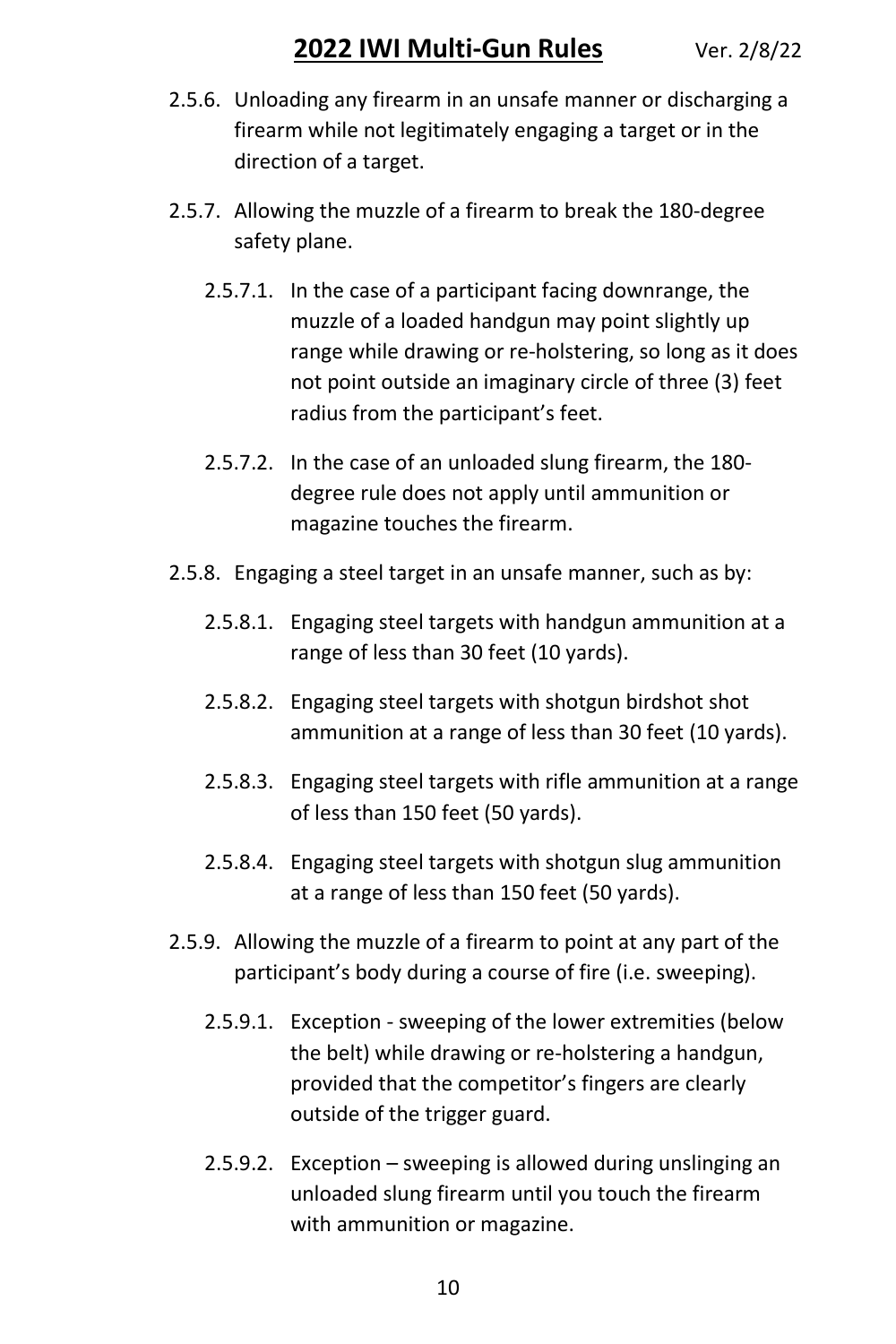2.5.6. Unloading any firearm in an unsafe manner or discharging a firearm while not legitimately engaging a target or in the direction of a target.

2.5.7. Allowing the muzzle of a firearm to break the 180-degree safety plane.

2.5.7.1. In the case of a participant facing downrange, the muzzle of a loaded handgun may point slightly up range while drawing or re-holstering, so long as it does not point outside an imaginary circle of three (3) feet radius from the participant's feet.

2.5.7.2. In the case of an unloaded slung firearm, the 180-degree rule does not apply until ammunition or magazine touches the firearm.

2.5.8. Engaging a steel target in an unsafe manner, such as by:

2.5.8.1. Engaging steel targets with handgun ammunition at a range of less than 30 feet (10 yards).

2.5.8.2. Engaging steel targets with shotgun birdshot shot ammunition at a range of less than 30 feet (10 yards).

2.5.8.3. Engaging steel targets with rifle ammunition at a range of less than 150 feet (50 yards).

2.5.8.4. Engaging steel targets with shotgun slug ammunition at a range of less than 150 feet (50 yards).

2.5.9. Allowing the muzzle of a firearm to point at any part of the participant's body during a course of fire (i.e. sweeping).

2.5.9.1. Exception - sweeping of the lower extremities (below the belt) while drawing or re-holstering a handgun, provided that the competitor's fingers are clearly outside of the trigger guard.

2.5.9.2. Exception – sweeping is allowed during unslinging an unloaded slung firearm until you touch the firearm with ammunition or magazine.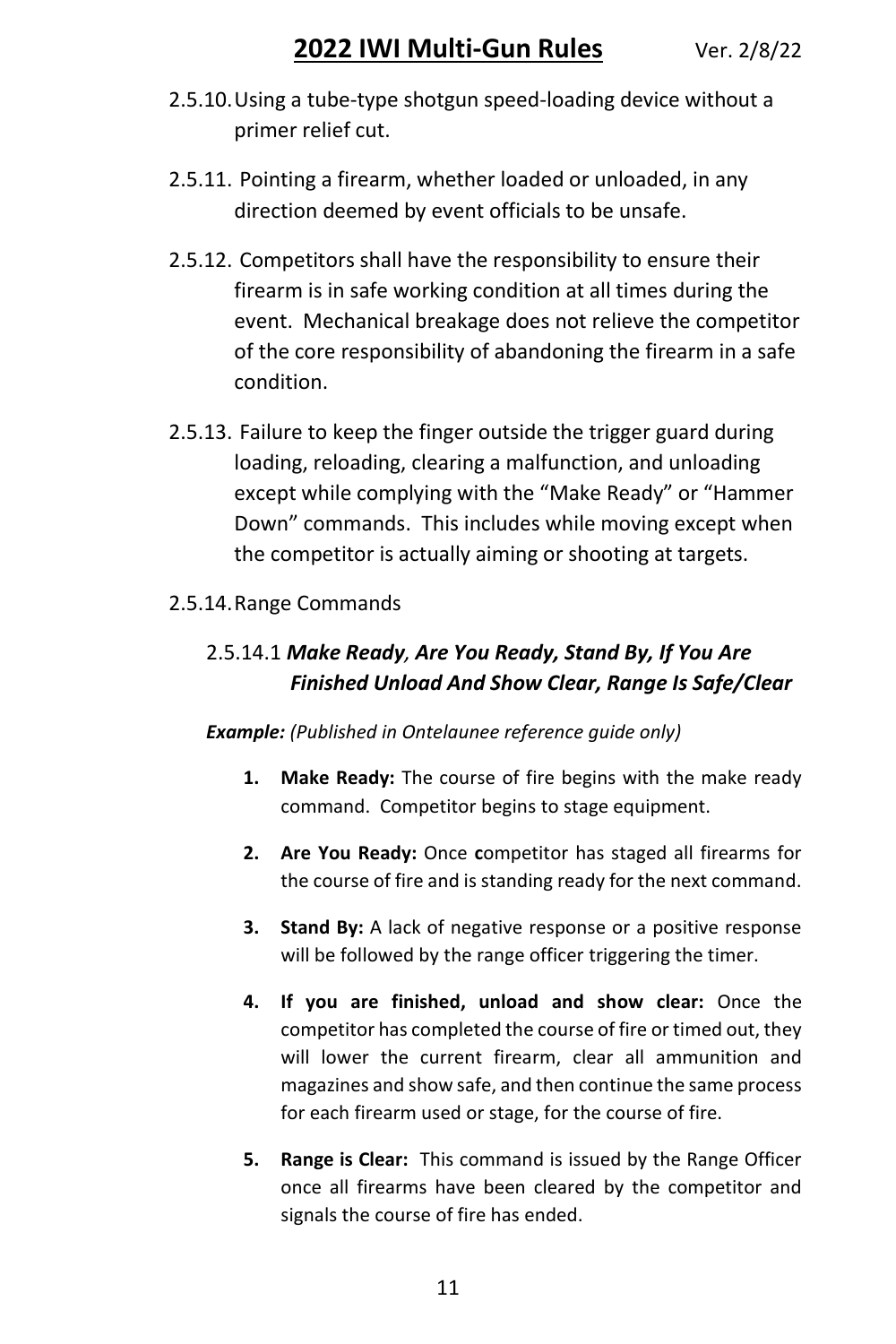2.5.10. Using a tube-type shotgun speed-loading device without a primer relief cut.

2.5.11. Pointing a firearm, whether loaded or unloaded, in any direction deemed by event officials to be unsafe.

2.5.12. Competitors shall have the responsibility to ensure their firearm is in safe working condition at all times during the event. Mechanical breakage does not relieve the competitor of the core responsibility of abandoning the firearm in a safe condition.

2.5.13. Failure to keep the finger outside the trigger guard during loading, reloading, clearing a malfunction, and unloading except while complying with the "Make Ready" or "Hammer Down" commands. This includes while moving except when the competitor is actually aiming or shooting at targets.

2.5.14. Range Commands

2.5.14.1 ***Make Ready, Are You Ready, Stand By, If You Are Finished Unload And Show Clear, Range Is Safe/Clear***

***Example:*** *(Published in Ontelaunee reference guide only)*

1. **Make Ready:** The course of fire begins with the make ready command. Competitor begins to stage equipment.
2. **Are You Ready:** Once **c**ompetitor has staged all firearms for the course of fire and is standing ready for the next command.
3. **Stand By:** A lack of negative response or a positive response will be followed by the range officer triggering the timer.
4. **If you are finished, unload and show clear:** Once the competitor has completed the course of fire or timed out, they will lower the current firearm, clear all ammunition and magazines and show safe, and then continue the same process for each firearm used or stage, for the course of fire.
5. **Range is Clear:** This command is issued by the Range Officer once all firearms have been cleared by the competitor and signals the course of fire has ended.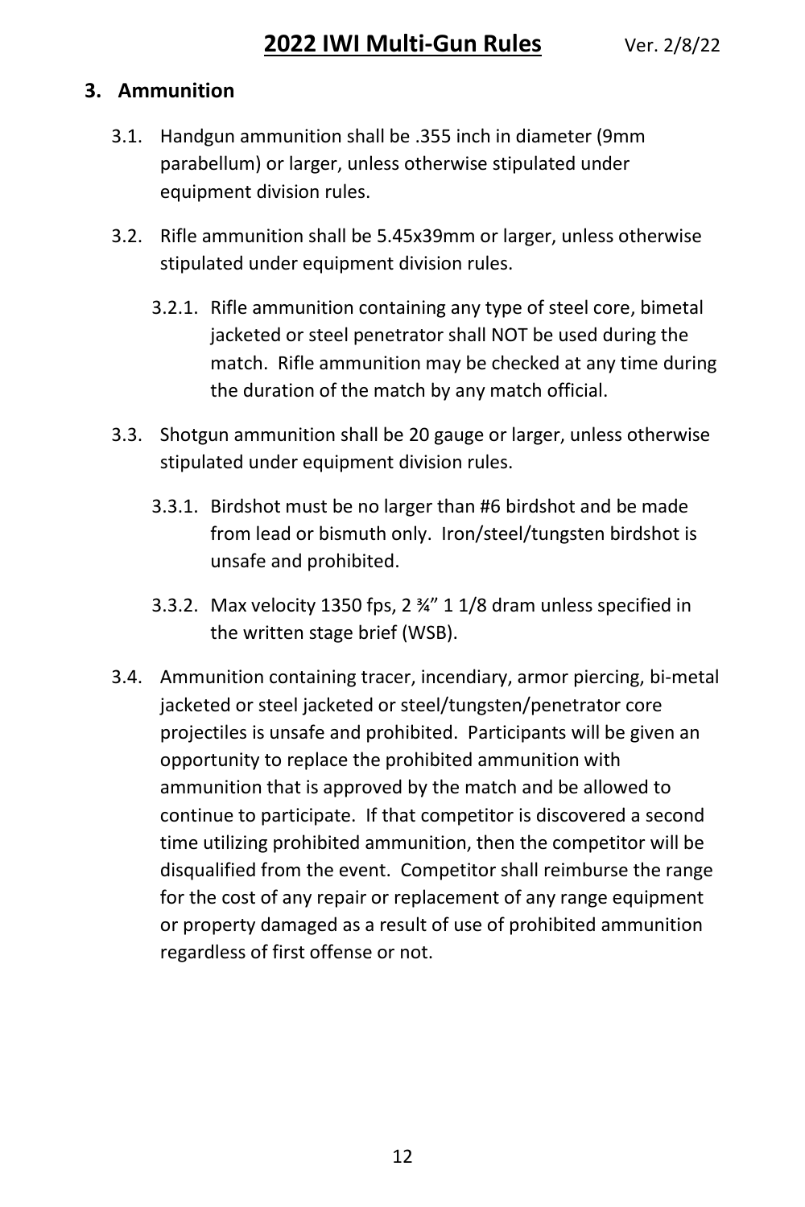## 3. Ammunition

3.1. Handgun ammunition shall be .355 inch in diameter (9mm parabellum) or larger, unless otherwise stipulated under equipment division rules.

3.2. Rifle ammunition shall be 5.45x39mm or larger, unless otherwise stipulated under equipment division rules.

3.2.1. Rifle ammunition containing any type of steel core, bimetal jacketed or steel penetrator shall NOT be used during the match. Rifle ammunition may be checked at any time during the duration of the match by any match official.

3.3. Shotgun ammunition shall be 20 gauge or larger, unless otherwise stipulated under equipment division rules.

3.3.1. Birdshot must be no larger than #6 birdshot and be made from lead or bismuth only. Iron/steel/tungsten birdshot is unsafe and prohibited.

3.3.2. Max velocity 1350 fps, 2 ¾" 1 1/8 dram unless specified in the written stage brief (WSB).

3.4. Ammunition containing tracer, incendiary, armor piercing, bi-metal jacketed or steel jacketed or steel/tungsten/penetrator core projectiles is unsafe and prohibited. Participants will be given an opportunity to replace the prohibited ammunition with ammunition that is approved by the match and be allowed to continue to participate. If that competitor is discovered a second time utilizing prohibited ammunition, then the competitor will be disqualified from the event. Competitor shall reimburse the range for the cost of any repair or replacement of any range equipment or property damaged as a result of use of prohibited ammunition regardless of first offense or not.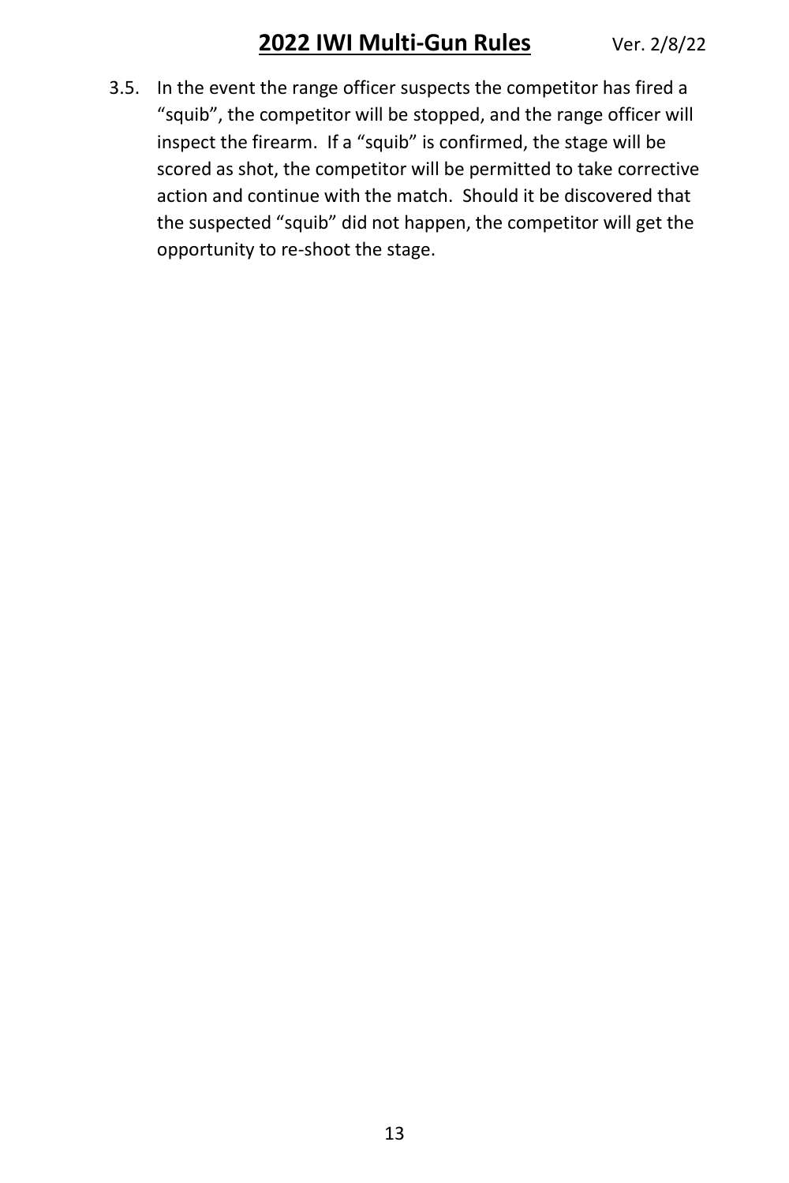3.5. In the event the range officer suspects the competitor has fired a "squib", the competitor will be stopped, and the range officer will inspect the firearm. If a "squib" is confirmed, the stage will be scored as shot, the competitor will be permitted to take corrective action and continue with the match. Should it be discovered that the suspected "squib" did not happen, the competitor will get the opportunity to re-shoot the stage.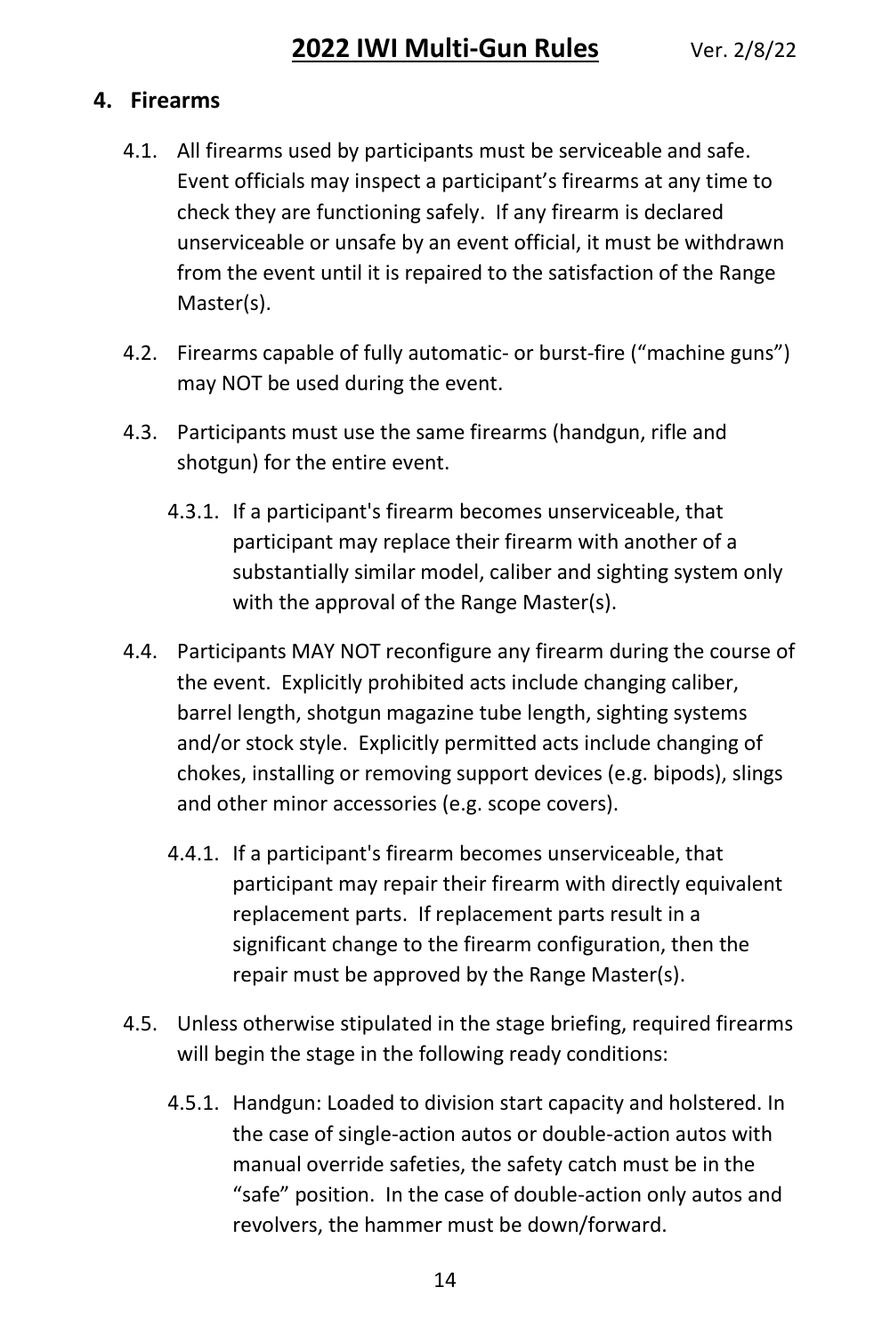## 4. Firearms

4.1. All firearms used by participants must be serviceable and safe. Event officials may inspect a participant's firearms at any time to check they are functioning safely. If any firearm is declared unserviceable or unsafe by an event official, it must be withdrawn from the event until it is repaired to the satisfaction of the Range Master(s).

4.2. Firearms capable of fully automatic- or burst-fire ("machine guns") may NOT be used during the event.

4.3. Participants must use the same firearms (handgun, rifle and shotgun) for the entire event.

4.3.1. If a participant's firearm becomes unserviceable, that participant may replace their firearm with another of a substantially similar model, caliber and sighting system only with the approval of the Range Master(s).

4.4. Participants MAY NOT reconfigure any firearm during the course of the event. Explicitly prohibited acts include changing caliber, barrel length, shotgun magazine tube length, sighting systems and/or stock style. Explicitly permitted acts include changing of chokes, installing or removing support devices (e.g. bipods), slings and other minor accessories (e.g. scope covers).

4.4.1. If a participant's firearm becomes unserviceable, that participant may repair their firearm with directly equivalent replacement parts. If replacement parts result in a significant change to the firearm configuration, then the repair must be approved by the Range Master(s).

4.5. Unless otherwise stipulated in the stage briefing, required firearms will begin the stage in the following ready conditions:

4.5.1. Handgun: Loaded to division start capacity and holstered. In the case of single-action autos or double-action autos with manual override safeties, the safety catch must be in the "safe" position. In the case of double-action only autos and revolvers, the hammer must be down/forward.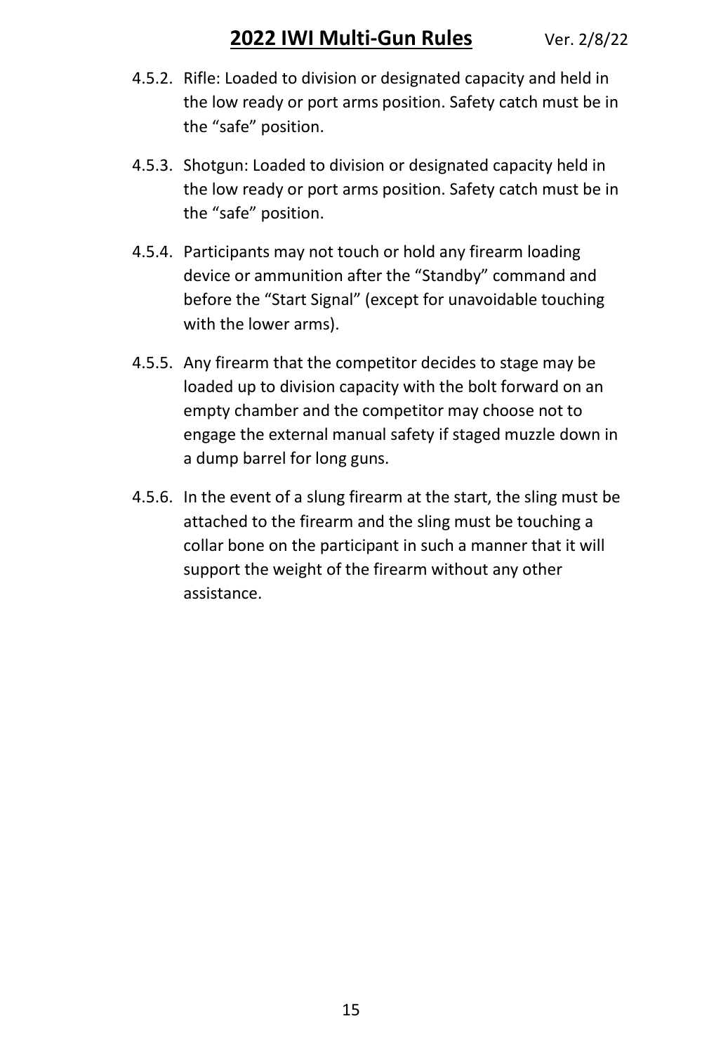4.5.2. Rifle: Loaded to division or designated capacity and held in the low ready or port arms position. Safety catch must be in the "safe" position.

4.5.3. Shotgun: Loaded to division or designated capacity held in the low ready or port arms position. Safety catch must be in the "safe" position.

4.5.4. Participants may not touch or hold any firearm loading device or ammunition after the "Standby" command and before the "Start Signal" (except for unavoidable touching with the lower arms).

4.5.5. Any firearm that the competitor decides to stage may be loaded up to division capacity with the bolt forward on an empty chamber and the competitor may choose not to engage the external manual safety if staged muzzle down in a dump barrel for long guns.

4.5.6. In the event of a slung firearm at the start, the sling must be attached to the firearm and the sling must be touching a collar bone on the participant in such a manner that it will support the weight of the firearm without any other assistance.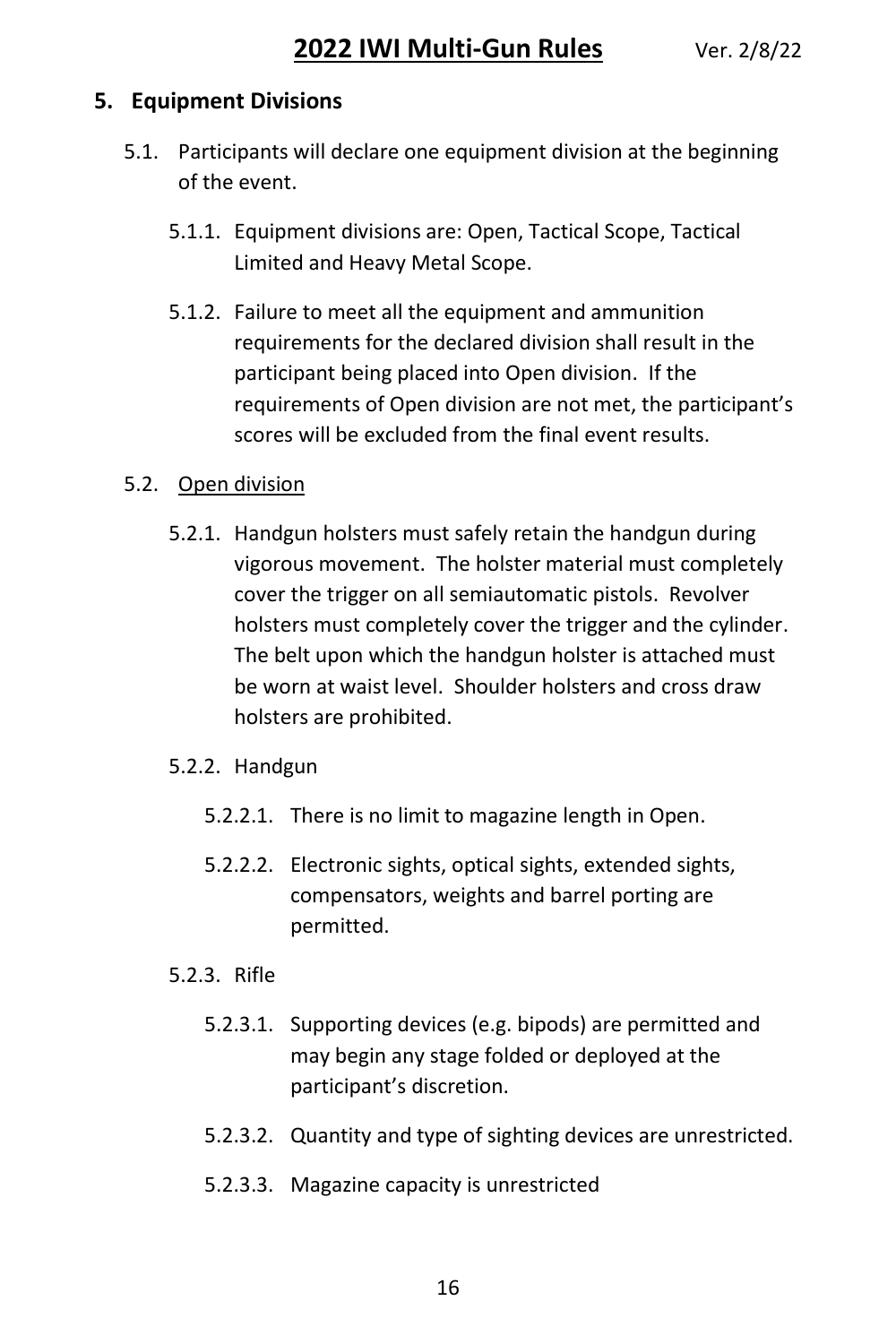## 5. Equipment Divisions

5.1. Participants will declare one equipment division at the beginning of the event.

5.1.1. Equipment divisions are: Open, Tactical Scope, Tactical Limited and Heavy Metal Scope.

5.1.2. Failure to meet all the equipment and ammunition requirements for the declared division shall result in the participant being placed into Open division. If the requirements of Open division are not met, the participant's scores will be excluded from the final event results.

5.2. <u>Open division</u>

5.2.1. Handgun holsters must safely retain the handgun during vigorous movement. The holster material must completely cover the trigger on all semiautomatic pistols. Revolver holsters must completely cover the trigger and the cylinder. The belt upon which the handgun holster is attached must be worn at waist level. Shoulder holsters and cross draw holsters are prohibited.

5.2.2. Handgun

5.2.2.1. There is no limit to magazine length in Open.

5.2.2.2. Electronic sights, optical sights, extended sights, compensators, weights and barrel porting are permitted.

5.2.3. Rifle

5.2.3.1. Supporting devices (e.g. bipods) are permitted and may begin any stage folded or deployed at the participant's discretion.

5.2.3.2. Quantity and type of sighting devices are unrestricted.

5.2.3.3. Magazine capacity is unrestricted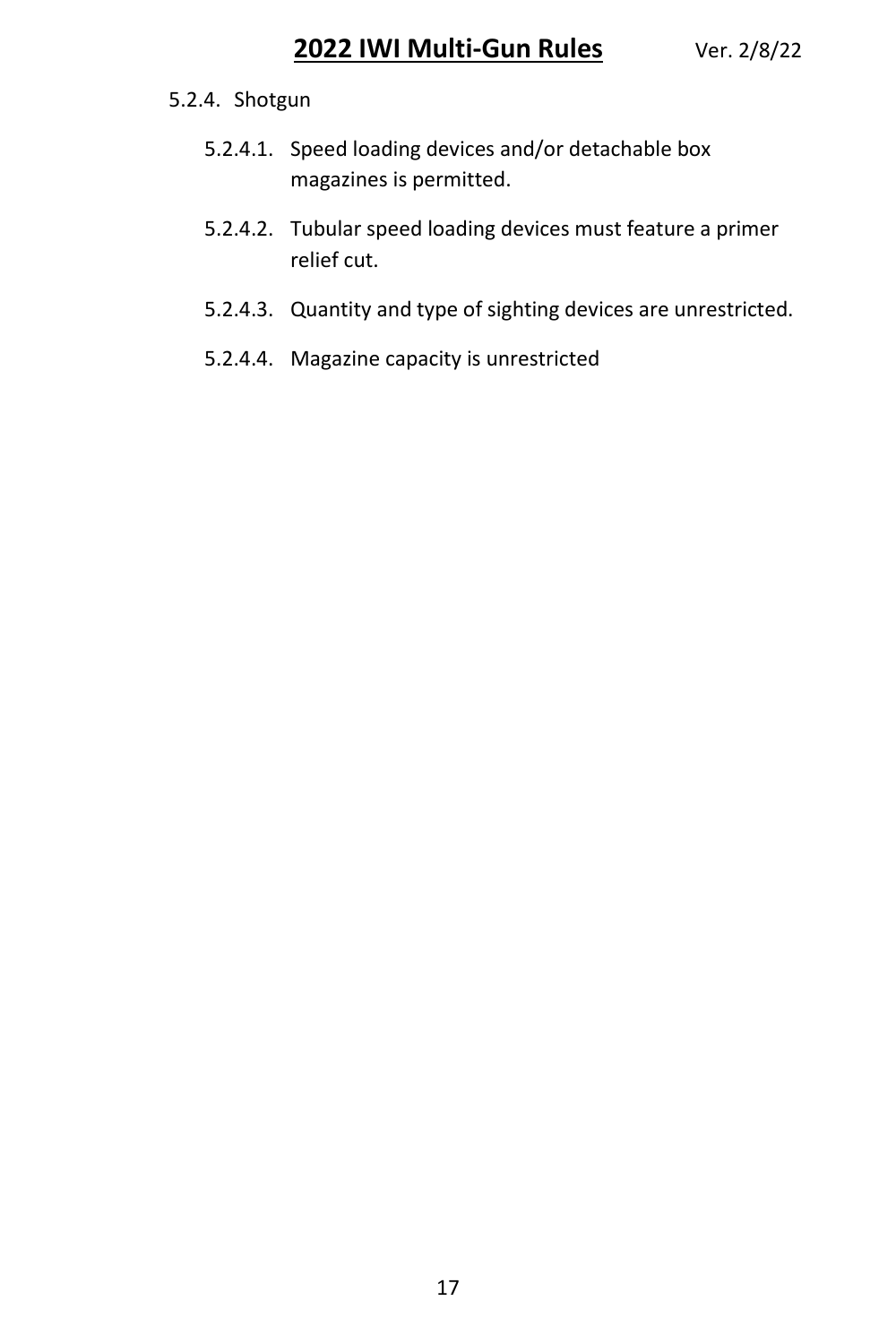#### 5.2.4. Shotgun

- 5.2.4.1. Speed loading devices and/or detachable box magazines is permitted.
- 5.2.4.2. Tubular speed loading devices must feature a primer relief cut.
- 5.2.4.3. Quantity and type of sighting devices are unrestricted.
- 5.2.4.4. Magazine capacity is unrestricted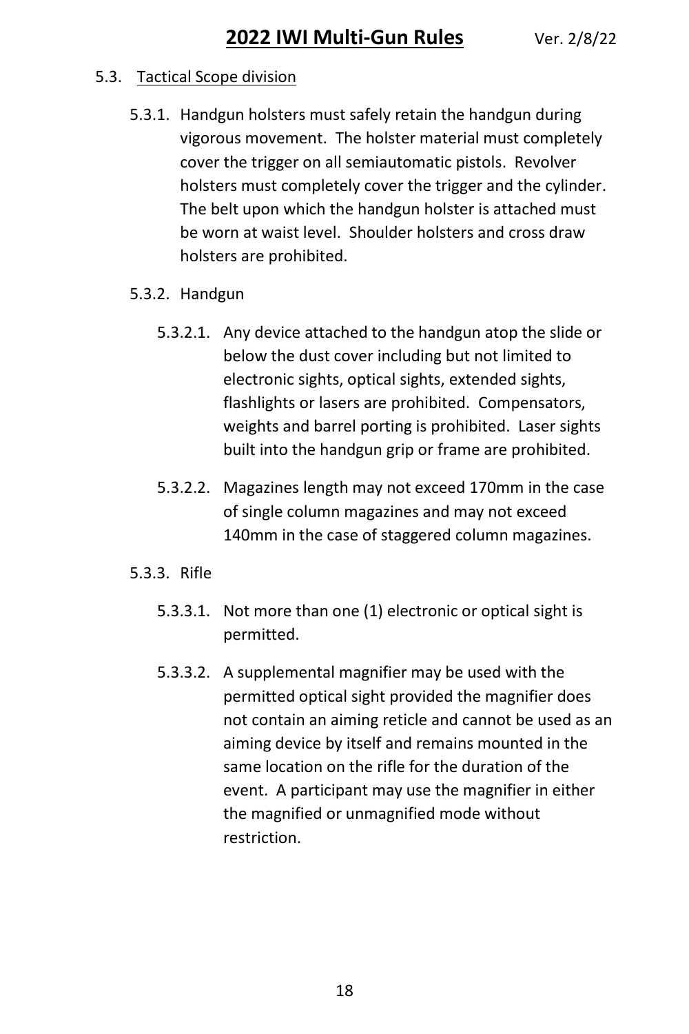## 5.3. Tactical Scope division

### 5.3.1. Handgun holsters must safely retain the handgun during vigorous movement. The holster material must completely cover the trigger on all semiautomatic pistols. Revolver holsters must completely cover the trigger and the cylinder. The belt upon which the handgun holster is attached must be worn at waist level. Shoulder holsters and cross draw holsters are prohibited.

### 5.3.2. Handgun

5.3.2.1. Any device attached to the handgun atop the slide or below the dust cover including but not limited to electronic sights, optical sights, extended sights, flashlights or lasers are prohibited. Compensators, weights and barrel porting is prohibited. Laser sights built into the handgun grip or frame are prohibited.

5.3.2.2. Magazines length may not exceed 170mm in the case of single column magazines and may not exceed 140mm in the case of staggered column magazines.

### 5.3.3. Rifle

5.3.3.1. Not more than one (1) electronic or optical sight is permitted.

5.3.3.2. A supplemental magnifier may be used with the permitted optical sight provided the magnifier does not contain an aiming reticle and cannot be used as an aiming device by itself and remains mounted in the same location on the rifle for the duration of the event. A participant may use the magnifier in either the magnified or unmagnified mode without restriction.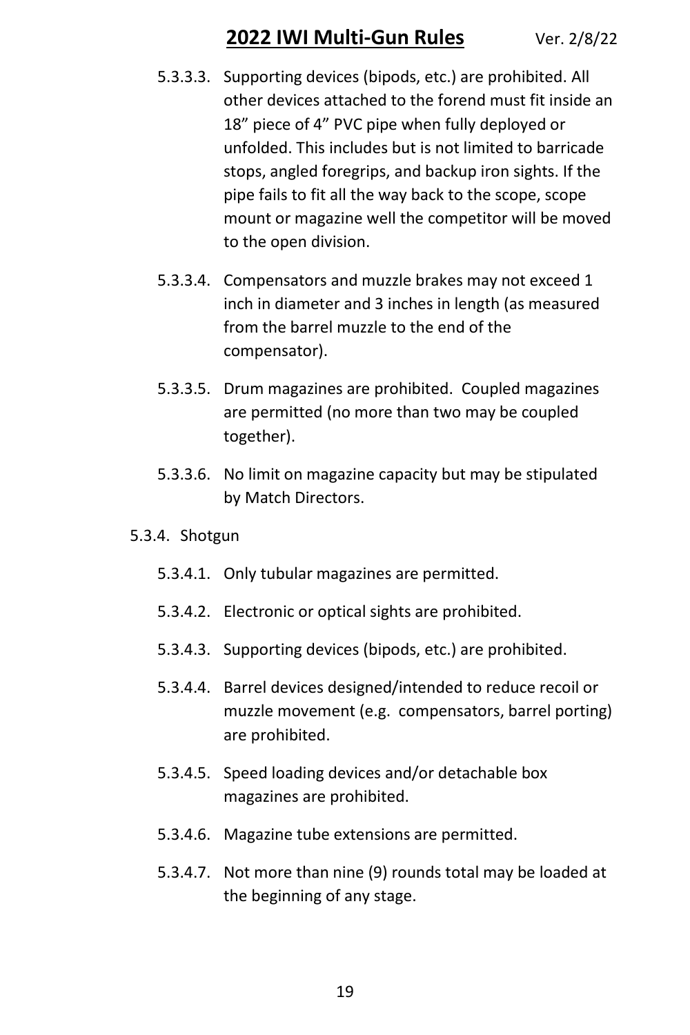5.3.3.3. Supporting devices (bipods, etc.) are prohibited. All other devices attached to the forend must fit inside an 18” piece of 4” PVC pipe when fully deployed or unfolded. This includes but is not limited to barricade stops, angled foregrips, and backup iron sights. If the pipe fails to fit all the way back to the scope, scope mount or magazine well the competitor will be moved to the open division.

5.3.3.4. Compensators and muzzle brakes may not exceed 1 inch in diameter and 3 inches in length (as measured from the barrel muzzle to the end of the compensator).

5.3.3.5. Drum magazines are prohibited. Coupled magazines are permitted (no more than two may be coupled together).

5.3.3.6. No limit on magazine capacity but may be stipulated by Match Directors.

5.3.4. Shotgun

5.3.4.1. Only tubular magazines are permitted.

5.3.4.2. Electronic or optical sights are prohibited.

5.3.4.3. Supporting devices (bipods, etc.) are prohibited.

5.3.4.4. Barrel devices designed/intended to reduce recoil or muzzle movement (e.g. compensators, barrel porting) are prohibited.

5.3.4.5. Speed loading devices and/or detachable box magazines are prohibited.

5.3.4.6. Magazine tube extensions are permitted.

5.3.4.7. Not more than nine (9) rounds total may be loaded at the beginning of any stage.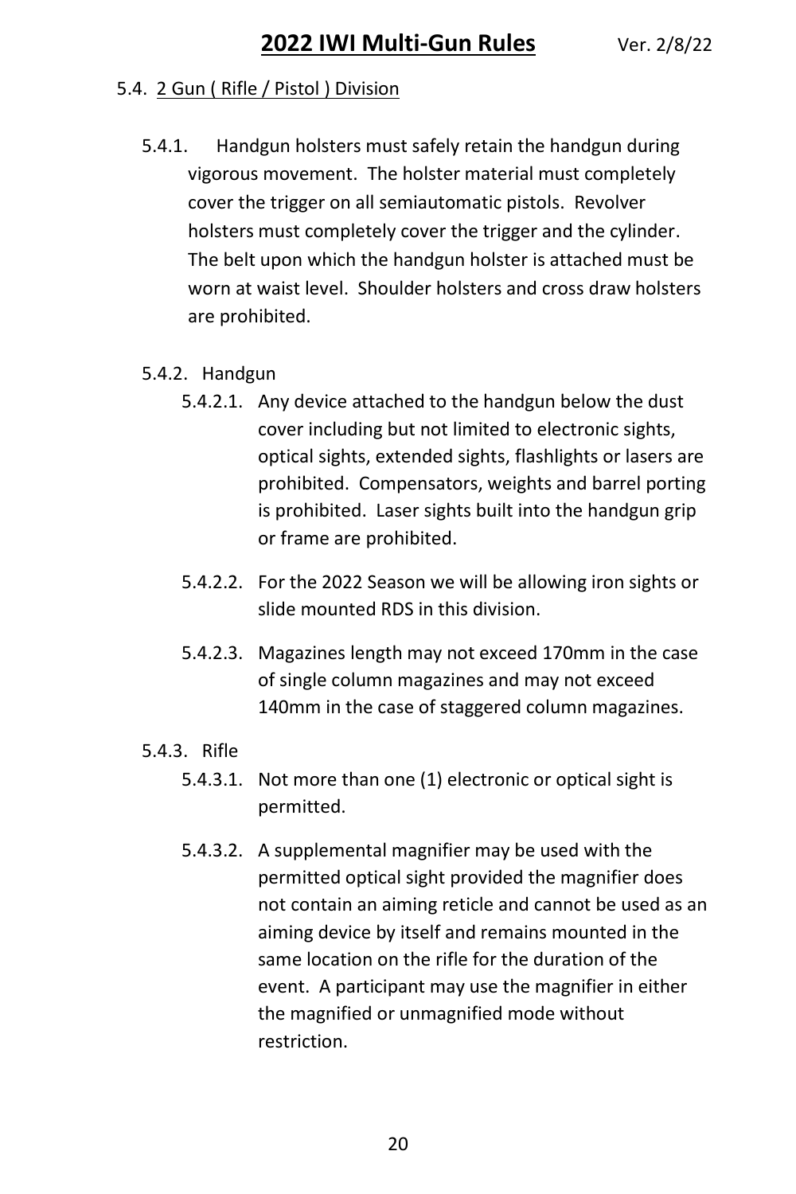## 5.4. 2 Gun ( Rifle / Pistol ) Division

5.4.1. Handgun holsters must safely retain the handgun during vigorous movement. The holster material must completely cover the trigger on all semiautomatic pistols. Revolver holsters must completely cover the trigger and the cylinder. The belt upon which the handgun holster is attached must be worn at waist level. Shoulder holsters and cross draw holsters are prohibited.

5.4.2. Handgun

5.4.2.1. Any device attached to the handgun below the dust cover including but not limited to electronic sights, optical sights, extended sights, flashlights or lasers are prohibited. Compensators, weights and barrel porting is prohibited. Laser sights built into the handgun grip or frame are prohibited.

5.4.2.2. For the 2022 Season we will be allowing iron sights or slide mounted RDS in this division.

5.4.2.3. Magazines length may not exceed 170mm in the case of single column magazines and may not exceed 140mm in the case of staggered column magazines.

5.4.3. Rifle

5.4.3.1. Not more than one (1) electronic or optical sight is permitted.

5.4.3.2. A supplemental magnifier may be used with the permitted optical sight provided the magnifier does not contain an aiming reticle and cannot be used as an aiming device by itself and remains mounted in the same location on the rifle for the duration of the event. A participant may use the magnifier in either the magnified or unmagnified mode without restriction.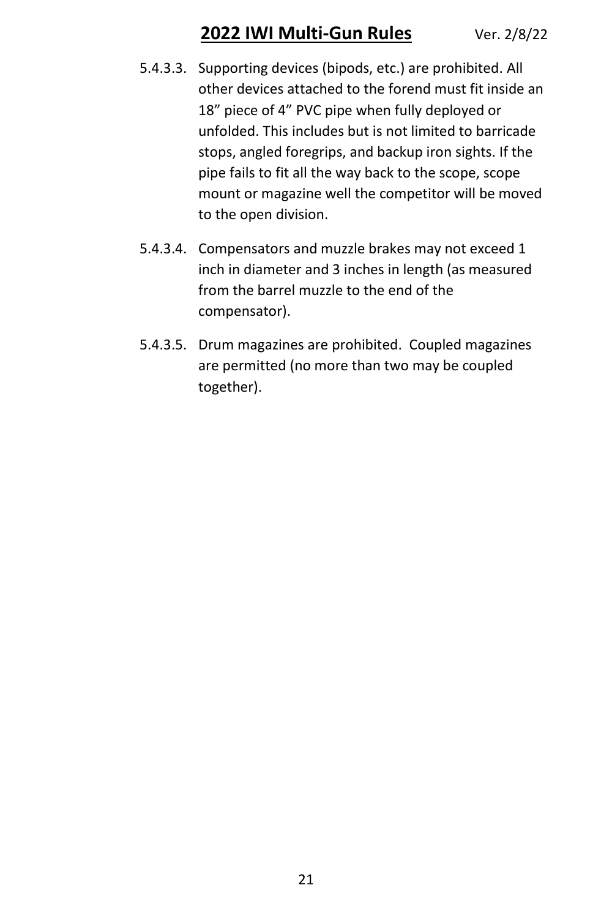5.4.3.3. Supporting devices (bipods, etc.) are prohibited. All other devices attached to the forend must fit inside an 18” piece of 4” PVC pipe when fully deployed or unfolded. This includes but is not limited to barricade stops, angled foregrips, and backup iron sights. If the pipe fails to fit all the way back to the scope, scope mount or magazine well the competitor will be moved to the open division.

5.4.3.4. Compensators and muzzle brakes may not exceed 1 inch in diameter and 3 inches in length (as measured from the barrel muzzle to the end of the compensator).

5.4.3.5. Drum magazines are prohibited. Coupled magazines are permitted (no more than two may be coupled together).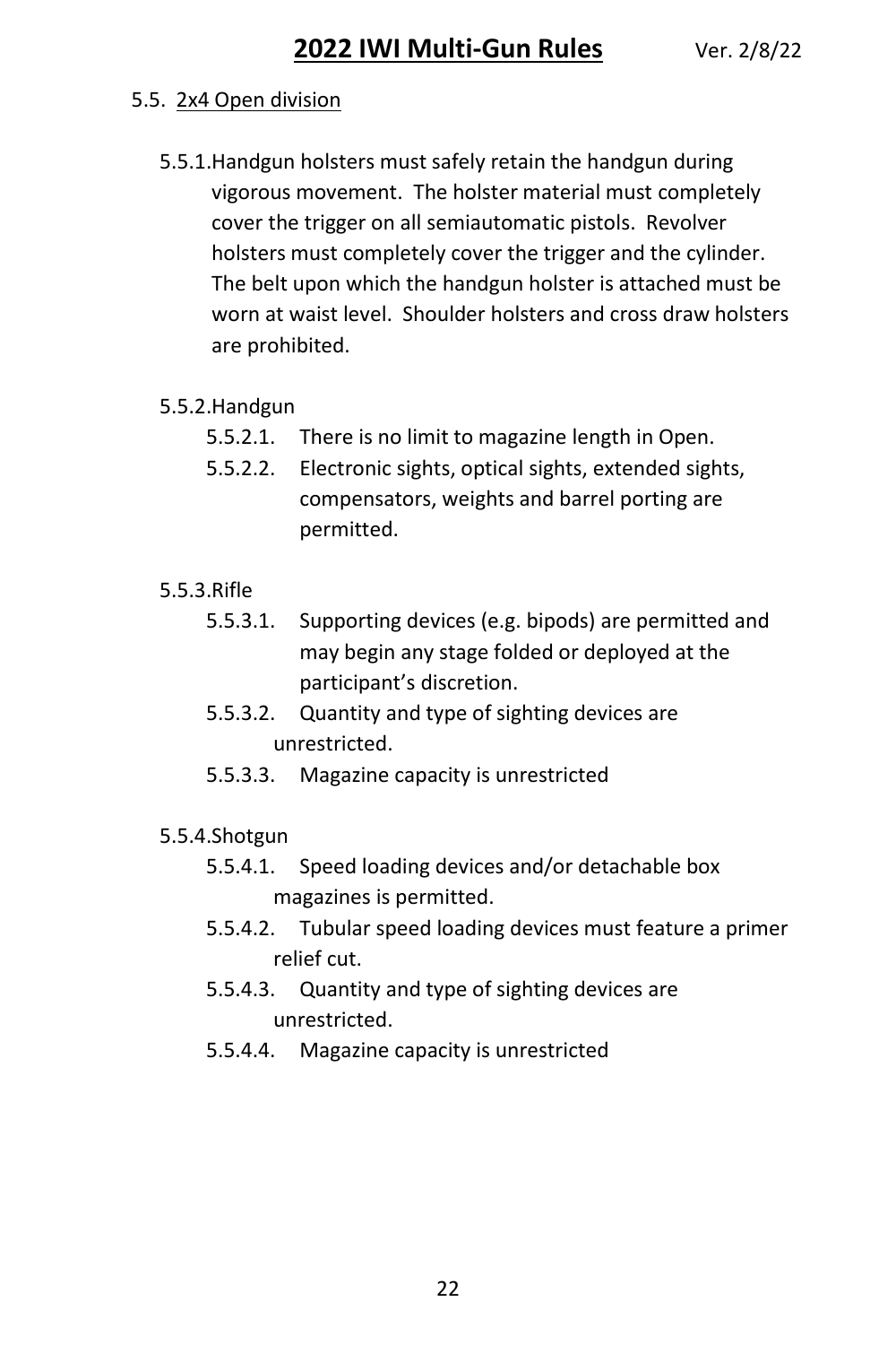5.5. 2x4 Open division

5.5.1. Handgun holsters must safely retain the handgun during vigorous movement. The holster material must completely cover the trigger on all semiautomatic pistols. Revolver holsters must completely cover the trigger and the cylinder. The belt upon which the handgun holster is attached must be worn at waist level. Shoulder holsters and cross draw holsters are prohibited.

5.5.2. Handgun

5.5.2.1. There is no limit to magazine length in Open.

5.5.2.2. Electronic sights, optical sights, extended sights, compensators, weights and barrel porting are permitted.

5.5.3. Rifle

5.5.3.1. Supporting devices (e.g. bipods) are permitted and may begin any stage folded or deployed at the participant's discretion.

5.5.3.2. Quantity and type of sighting devices are unrestricted.

5.5.3.3. Magazine capacity is unrestricted

5.5.4. Shotgun

5.5.4.1. Speed loading devices and/or detachable box magazines is permitted.

5.5.4.2. Tubular speed loading devices must feature a primer relief cut.

5.5.4.3. Quantity and type of sighting devices are unrestricted.

5.5.4.4. Magazine capacity is unrestricted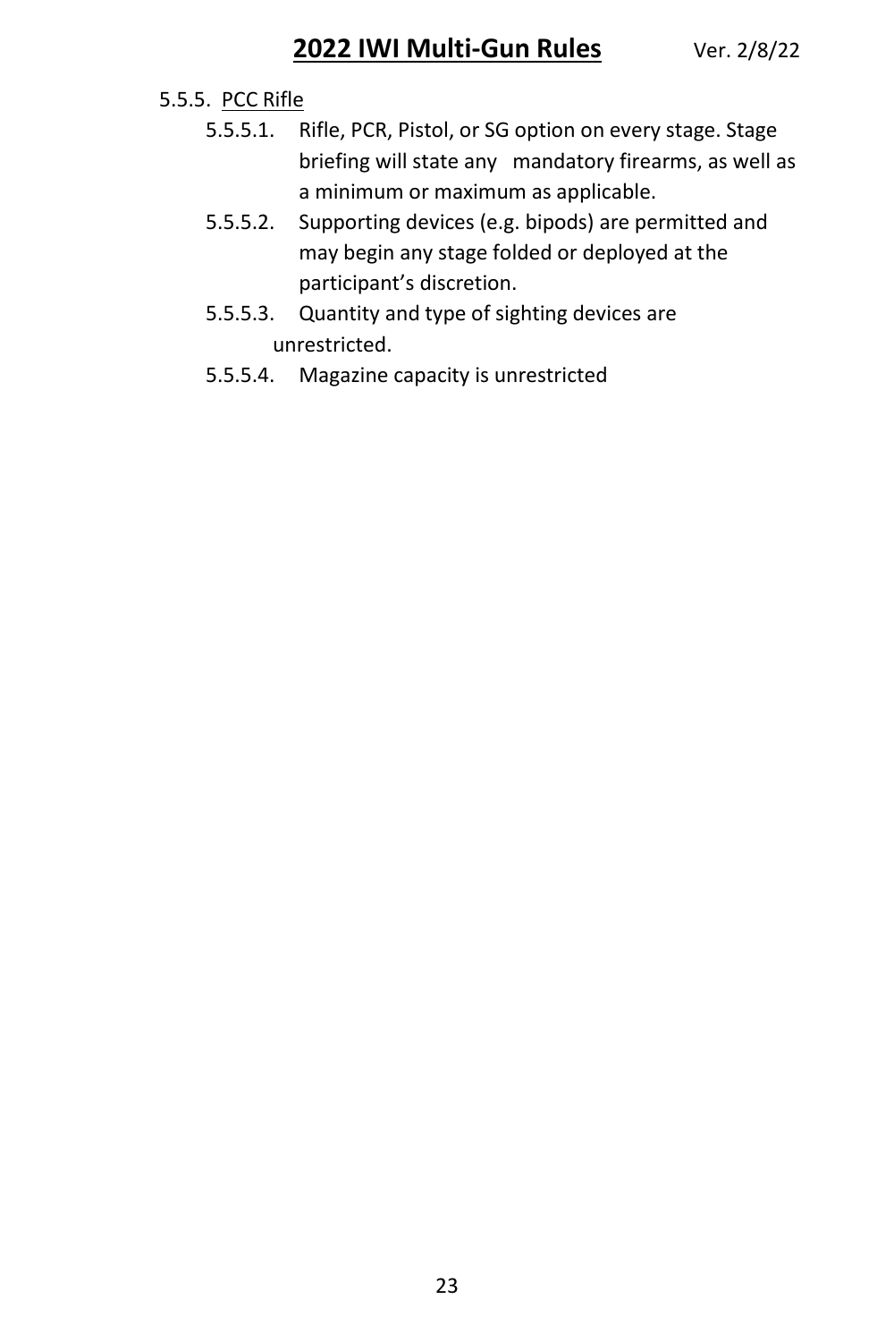5.5.5. PCC Rifle

- 5.5.5.1. Rifle, PCR, Pistol, or SG option on every stage. Stage briefing will state any mandatory firearms, as well as a minimum or maximum as applicable.
- 5.5.5.2. Supporting devices (e.g. bipods) are permitted and may begin any stage folded or deployed at the participant's discretion.
- 5.5.5.3. Quantity and type of sighting devices are unrestricted.
- 5.5.5.4. Magazine capacity is unrestricted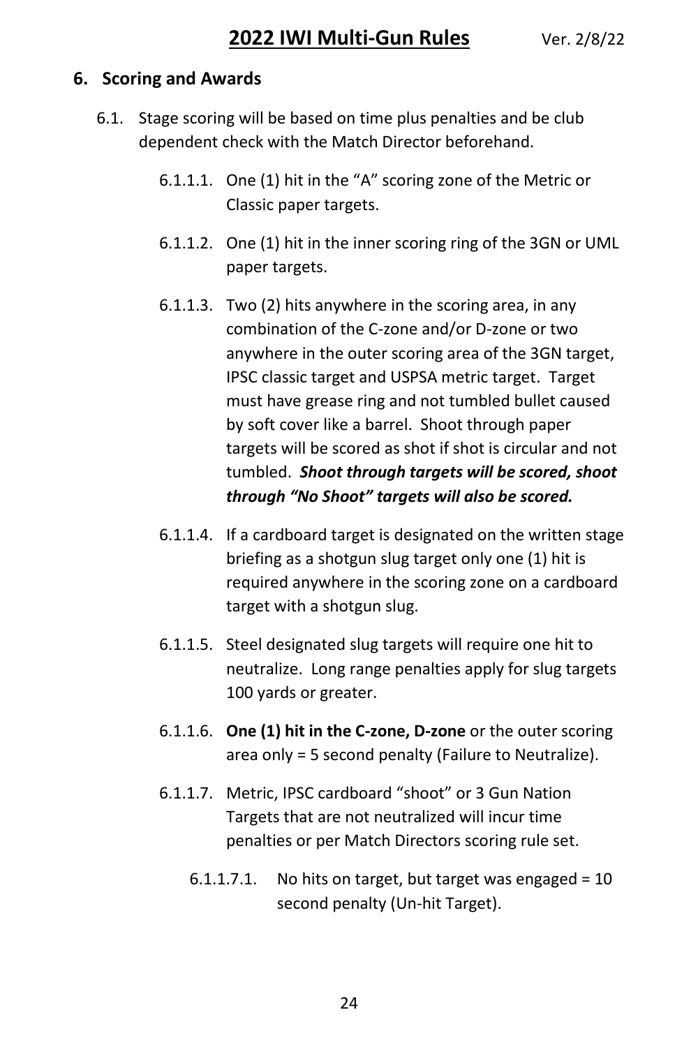## 6. Scoring and Awards

6.1. Stage scoring will be based on time plus penalties and be club dependent check with the Match Director beforehand.

6.1.1.1. One (1) hit in the "A" scoring zone of the Metric or Classic paper targets.

6.1.1.2. One (1) hit in the inner scoring ring of the 3GN or UML paper targets.

6.1.1.3. Two (2) hits anywhere in the scoring area, in any combination of the C-zone and/or D-zone or two anywhere in the outer scoring area of the 3GN target, IPSC classic target and USPSA metric target. Target must have grease ring and not tumbled bullet caused by soft cover like a barrel. Shoot through paper targets will be scored as shot if shot is circular and not tumbled. ***Shoot through targets will be scored, shoot through "No Shoot" targets will also be scored.***

6.1.1.4. If a cardboard target is designated on the written stage briefing as a shotgun slug target only one (1) hit is required anywhere in the scoring zone on a cardboard target with a shotgun slug.

6.1.1.5. Steel designated slug targets will require one hit to neutralize. Long range penalties apply for slug targets 100 yards or greater.

6.1.1.6. **One (1) hit in the C-zone, D-zone** or the outer scoring area only = 5 second penalty (Failure to Neutralize).

6.1.1.7. Metric, IPSC cardboard "shoot" or 3 Gun Nation Targets that are not neutralized will incur time penalties or per Match Directors scoring rule set.

6.1.1.7.1. No hits on target, but target was engaged = 10 second penalty (Un-hit Target).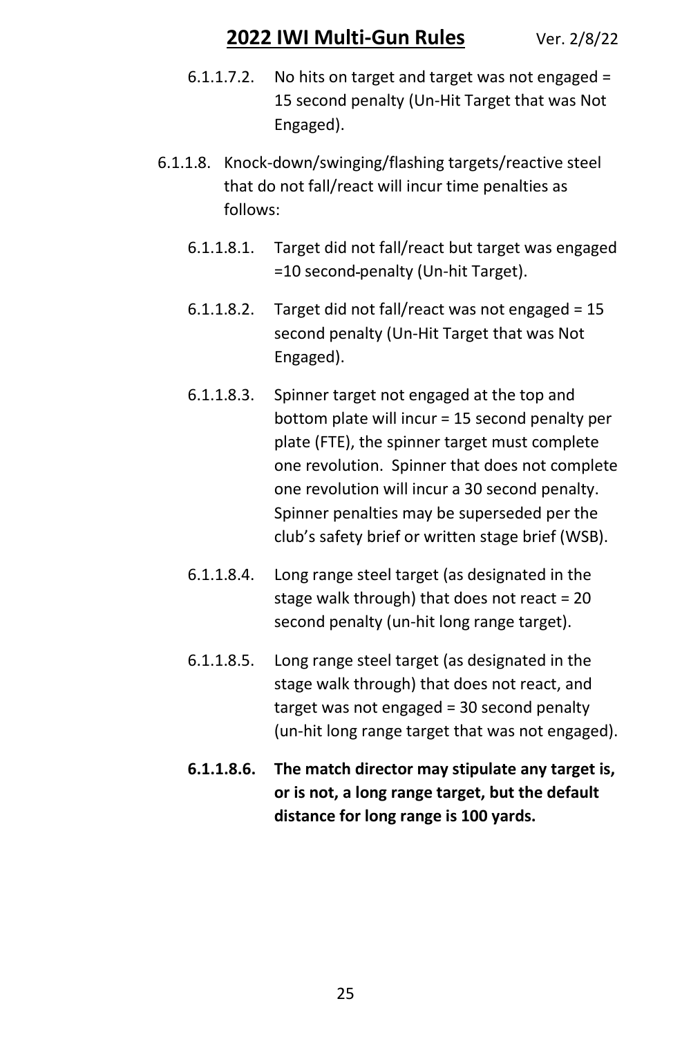6.1.1.7.2. No hits on target and target was not engaged = 15 second penalty (Un-Hit Target that was Not Engaged).

6.1.1.8. Knock-down/swinging/flashing targets/reactive steel that do not fall/react will incur time penalties as follows:

6.1.1.8.1. Target did not fall/react but target was engaged =10 second-penalty (Un-hit Target).

6.1.1.8.2. Target did not fall/react was not engaged = 15 second penalty (Un-Hit Target that was Not Engaged).

6.1.1.8.3. Spinner target not engaged at the top and bottom plate will incur = 15 second penalty per plate (FTE), the spinner target must complete one revolution. Spinner that does not complete one revolution will incur a 30 second penalty. Spinner penalties may be superseded per the club's safety brief or written stage brief (WSB).

6.1.1.8.4. Long range steel target (as designated in the stage walk through) that does not react = 20 second penalty (un-hit long range target).

6.1.1.8.5. Long range steel target (as designated in the stage walk through) that does not react, and target was not engaged = 30 second penalty (un-hit long range target that was not engaged).

**6.1.1.8.6. The match director may stipulate any target is, or is not, a long range target, but the default distance for long range is 100 yards.**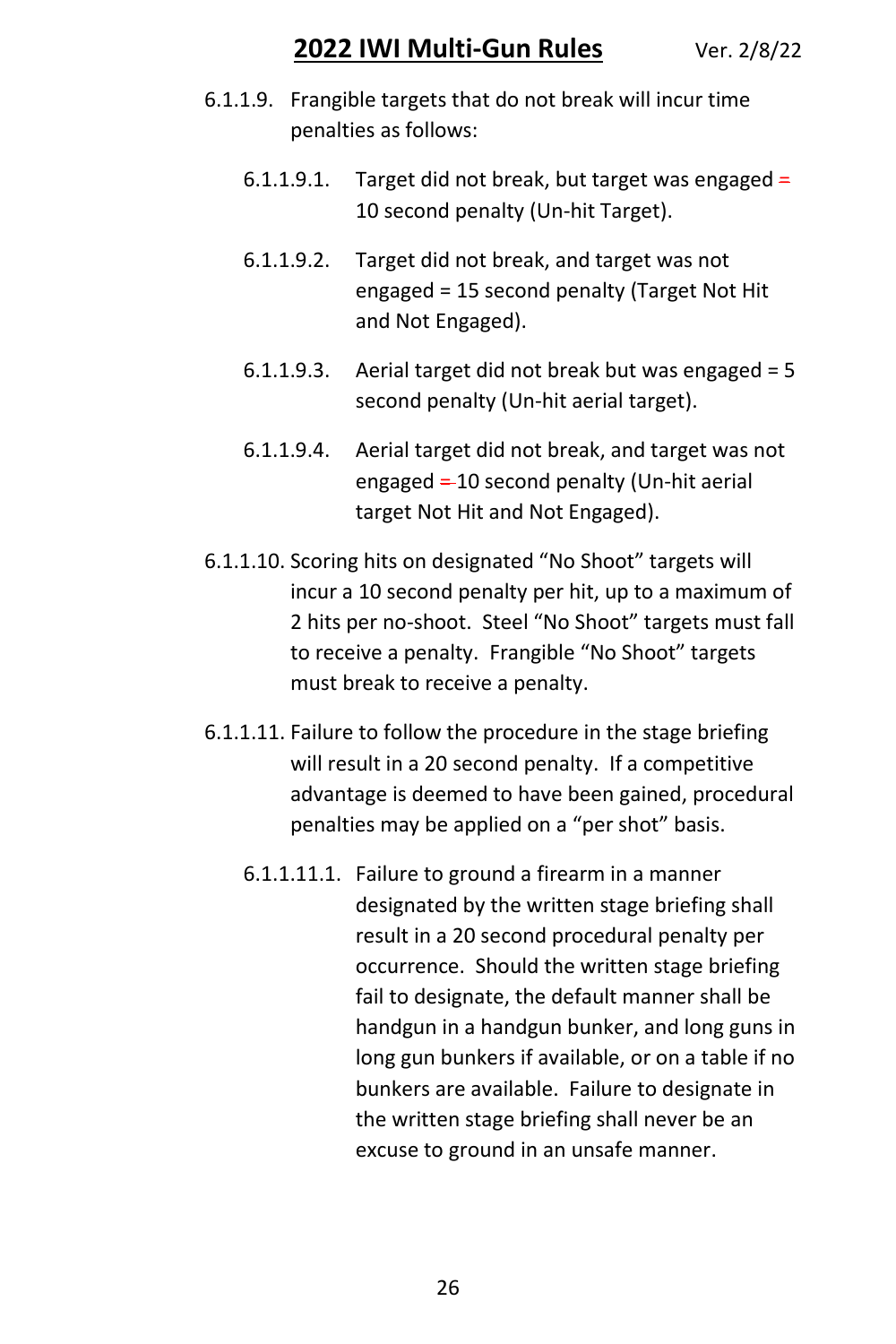6.1.1.9. Frangible targets that do not break will incur time penalties as follows:

- 6.1.1.9.1. Target did not break, but target was engaged = 10 second penalty (Un-hit Target).
- 6.1.1.9.2. Target did not break, and target was not engaged = 15 second penalty (Target Not Hit and Not Engaged).
- 6.1.1.9.3. Aerial target did not break but was engaged = 5 second penalty (Un-hit aerial target).
- 6.1.1.9.4. Aerial target did not break, and target was not engaged = 10 second penalty (Un-hit aerial target Not Hit and Not Engaged).

6.1.1.10. Scoring hits on designated "No Shoot" targets will incur a 10 second penalty per hit, up to a maximum of 2 hits per no-shoot. Steel "No Shoot" targets must fall to receive a penalty. Frangible "No Shoot" targets must break to receive a penalty.

6.1.1.11. Failure to follow the procedure in the stage briefing will result in a 20 second penalty. If a competitive advantage is deemed to have been gained, procedural penalties may be applied on a "per shot" basis.

- 6.1.1.11.1. Failure to ground a firearm in a manner designated by the written stage briefing shall result in a 20 second procedural penalty per occurrence. Should the written stage briefing fail to designate, the default manner shall be handgun in a handgun bunker, and long guns in long gun bunkers if available, or on a table if no bunkers are available. Failure to designate in the written stage briefing shall never be an excuse to ground in an unsafe manner.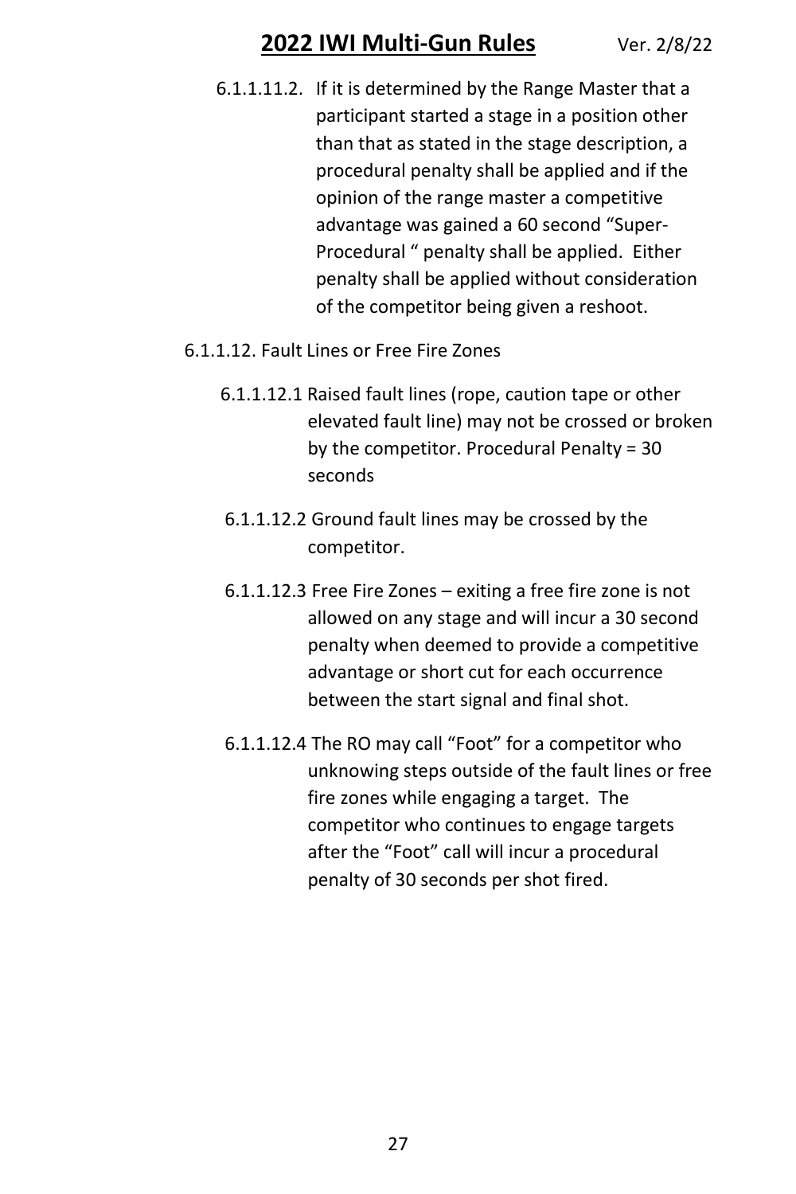6.1.1.11.2. If it is determined by the Range Master that a participant started a stage in a position other than that as stated in the stage description, a procedural penalty shall be applied and if the opinion of the range master a competitive advantage was gained a 60 second "Super-Procedural " penalty shall be applied. Either penalty shall be applied without consideration of the competitor being given a reshoot.

6.1.1.12. Fault Lines or Free Fire Zones

6.1.1.12.1 Raised fault lines (rope, caution tape or other elevated fault line) may not be crossed or broken by the competitor. Procedural Penalty = 30 seconds

6.1.1.12.2 Ground fault lines may be crossed by the competitor.

6.1.1.12.3 Free Fire Zones – exiting a free fire zone is not allowed on any stage and will incur a 30 second penalty when deemed to provide a competitive advantage or short cut for each occurrence between the start signal and final shot.

6.1.1.12.4 The RO may call "Foot" for a competitor who unknowing steps outside of the fault lines or free fire zones while engaging a target. The competitor who continues to engage targets after the "Foot" call will incur a procedural penalty of 30 seconds per shot fired.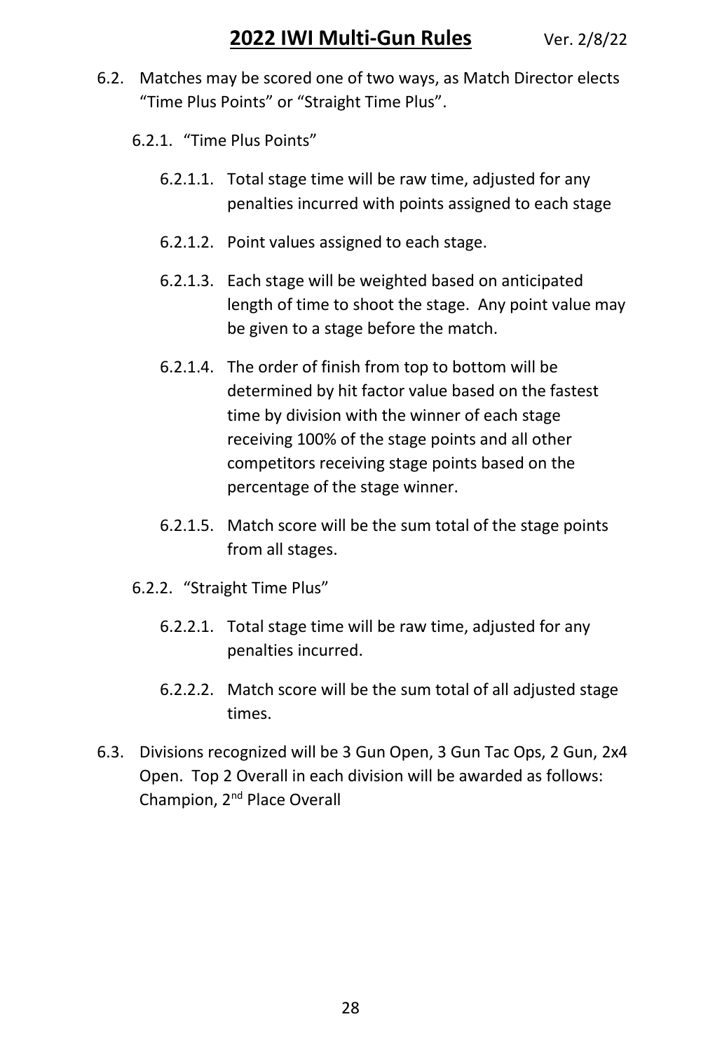6.2. Matches may be scored one of two ways, as Match Director elects "Time Plus Points" or "Straight Time Plus".

6.2.1. "Time Plus Points"

6.2.1.1. Total stage time will be raw time, adjusted for any penalties incurred with points assigned to each stage

6.2.1.2. Point values assigned to each stage.

6.2.1.3. Each stage will be weighted based on anticipated length of time to shoot the stage. Any point value may be given to a stage before the match.

6.2.1.4. The order of finish from top to bottom will be determined by hit factor value based on the fastest time by division with the winner of each stage receiving 100% of the stage points and all other competitors receiving stage points based on the percentage of the stage winner.

6.2.1.5. Match score will be the sum total of the stage points from all stages.

6.2.2. "Straight Time Plus"

6.2.2.1. Total stage time will be raw time, adjusted for any penalties incurred.

6.2.2.2. Match score will be the sum total of all adjusted stage times.

6.3. Divisions recognized will be 3 Gun Open, 3 Gun Tac Ops, 2 Gun, 2x4 Open. Top 2 Overall in each division will be awarded as follows: Champion, 2nd Place Overall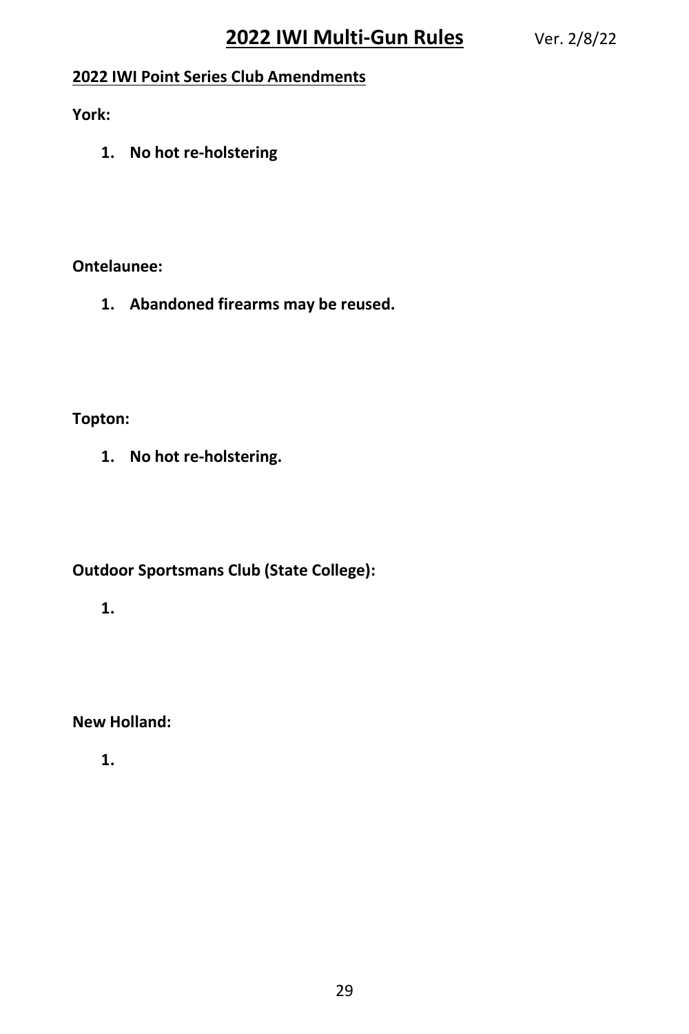## 2022 IWI Point Series Club Amendments

**York:**

1. **No hot re-holstering**

**Ontelaunee:**

1. **Abandoned firearms may be reused.**

**Topton:**

1. **No hot re-holstering.**

**Outdoor Sportsmans Club (State College):**

1.

**New Holland:**

1.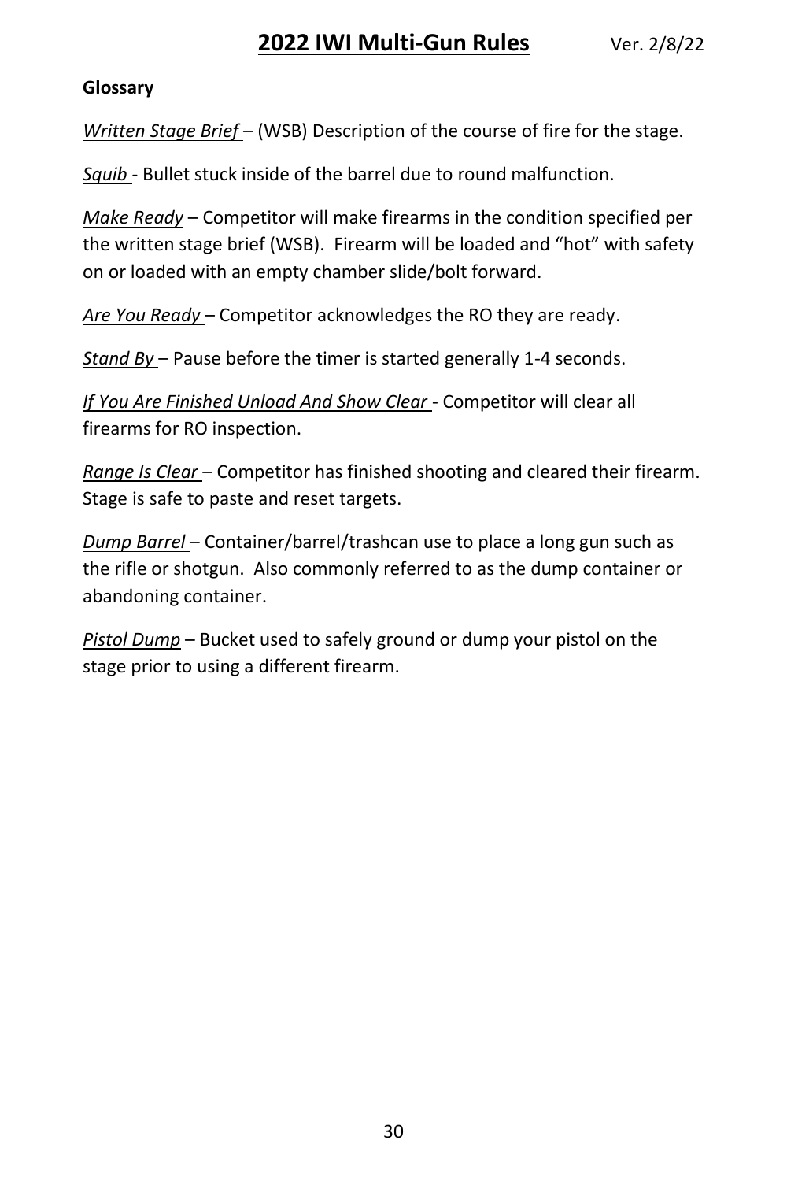**Glossary**

*Written Stage Brief* – (WSB) Description of the course of fire for the stage.

*Squib* - Bullet stuck inside of the barrel due to round malfunction.

*Make Ready* – Competitor will make firearms in the condition specified per the written stage brief (WSB). Firearm will be loaded and "hot" with safety on or loaded with an empty chamber slide/bolt forward.

*Are You Ready* – Competitor acknowledges the RO they are ready.

*Stand By* – Pause before the timer is started generally 1-4 seconds.

*If You Are Finished Unload And Show Clear* - Competitor will clear all firearms for RO inspection.

*Range Is Clear* – Competitor has finished shooting and cleared their firearm. Stage is safe to paste and reset targets.

*Dump Barrel* – Container/barrel/trashcan use to place a long gun such as the rifle or shotgun. Also commonly referred to as the dump container or abandoning container.

*Pistol Dump* – Bucket used to safely ground or dump your pistol on the stage prior to using a different firearm.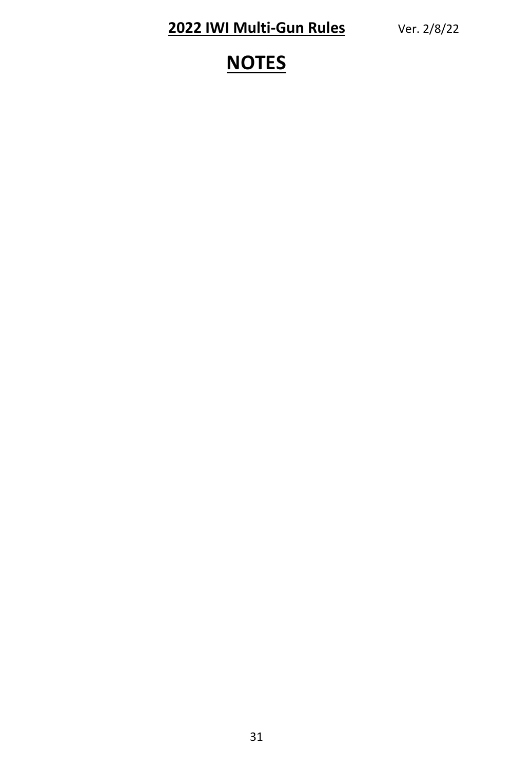# NOTES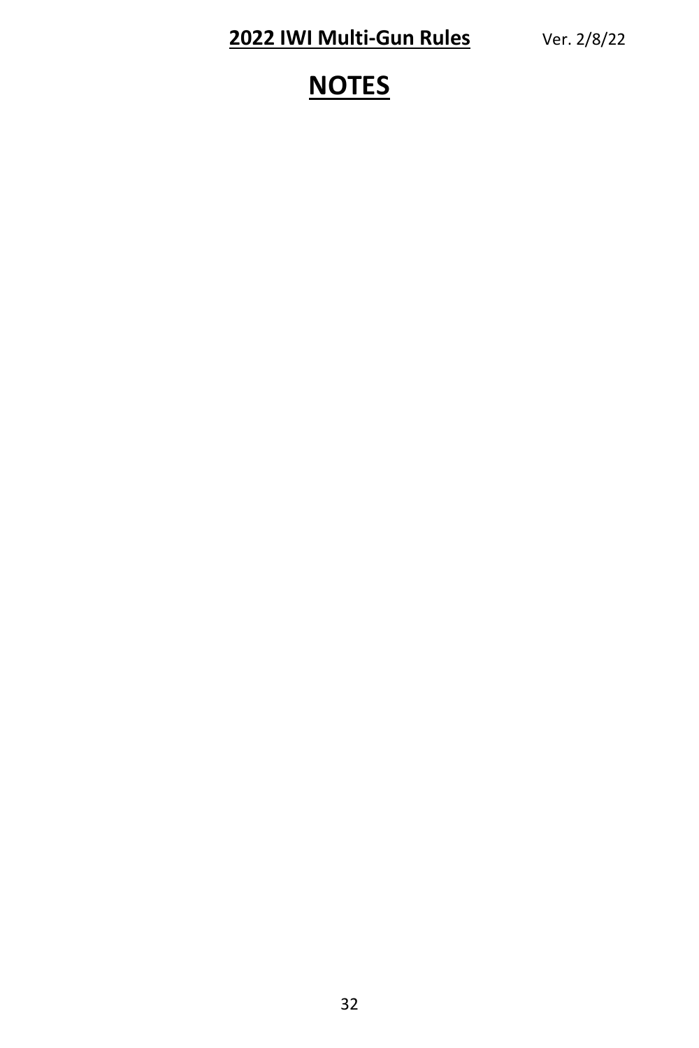# NOTES